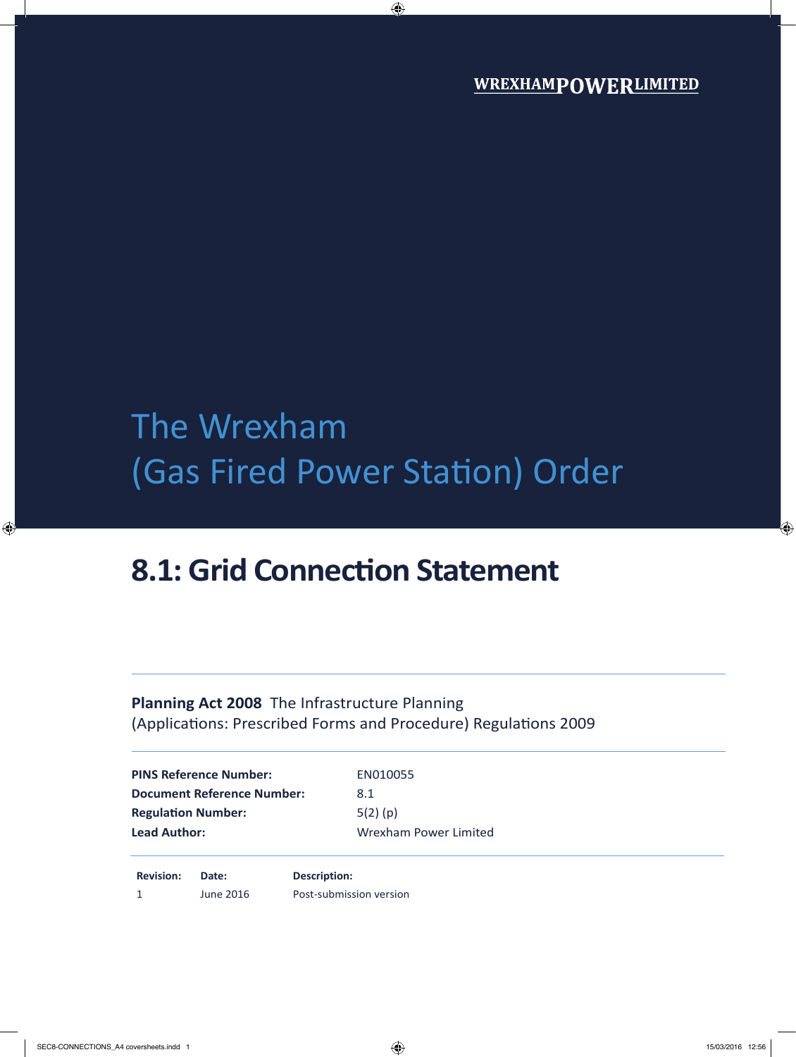WREXHAMPOWERLIMITED

# The Wrexham (Gas Fired Power Station) Order

## 8.1: Grid Connection Statement

**Planning Act 2008** The Infrastructure Planning (Applications: Prescribed Forms and Procedure) Regulations 2009

| | |
|---|---|
| **PINS Reference Number:** | EN010055 |
| **Document Reference Number:** | 8.1 |
| **Regulation Number:** | 5(2) (p) |
| **Lead Author:** | Wrexham Power Limited |

| Revision: | Date: | Description: |
|---|---|---|
| 1 | June 2016 | Post-submission version |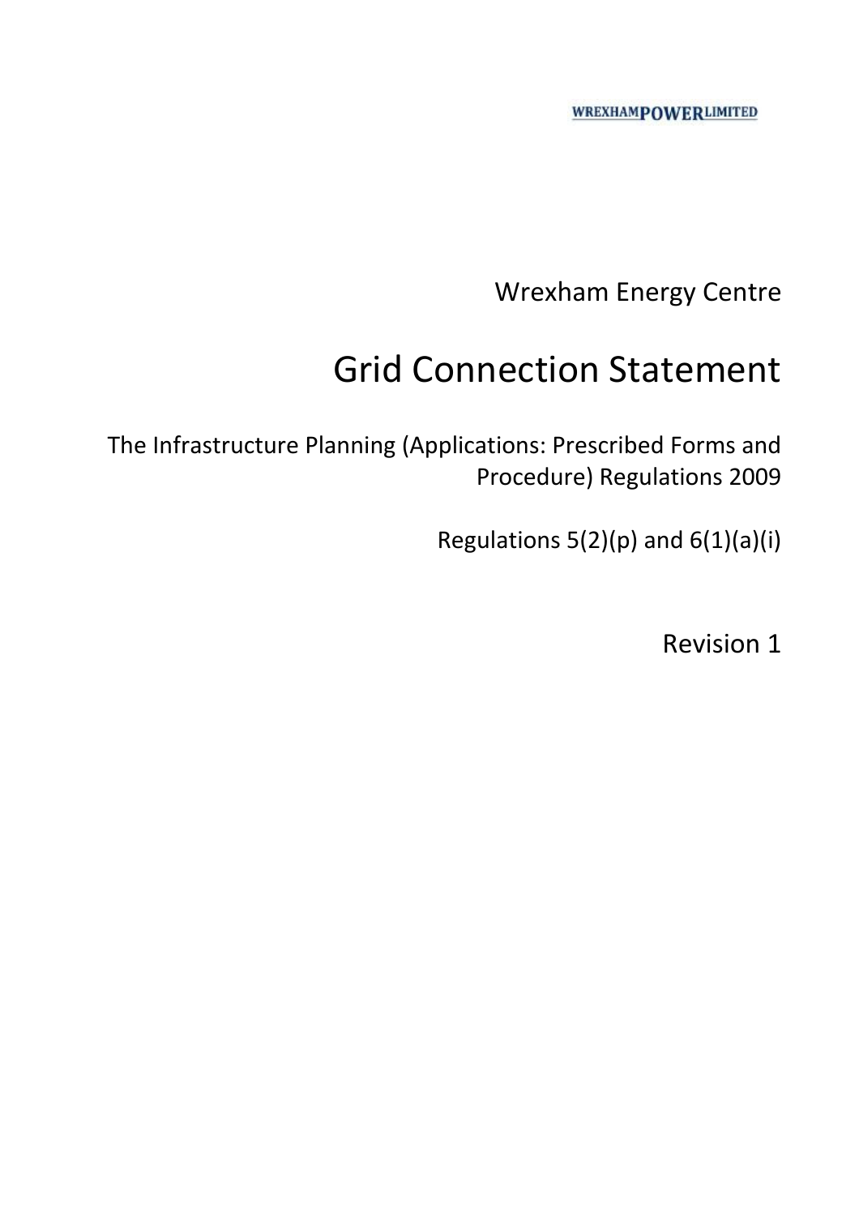WREXHAMPOWERLIMITED

Wrexham Energy Centre

# Grid Connection Statement

The Infrastructure Planning (Applications: Prescribed Forms and Procedure) Regulations 2009

Regulations 5(2)(p) and 6(1)(a)(i)

Revision 1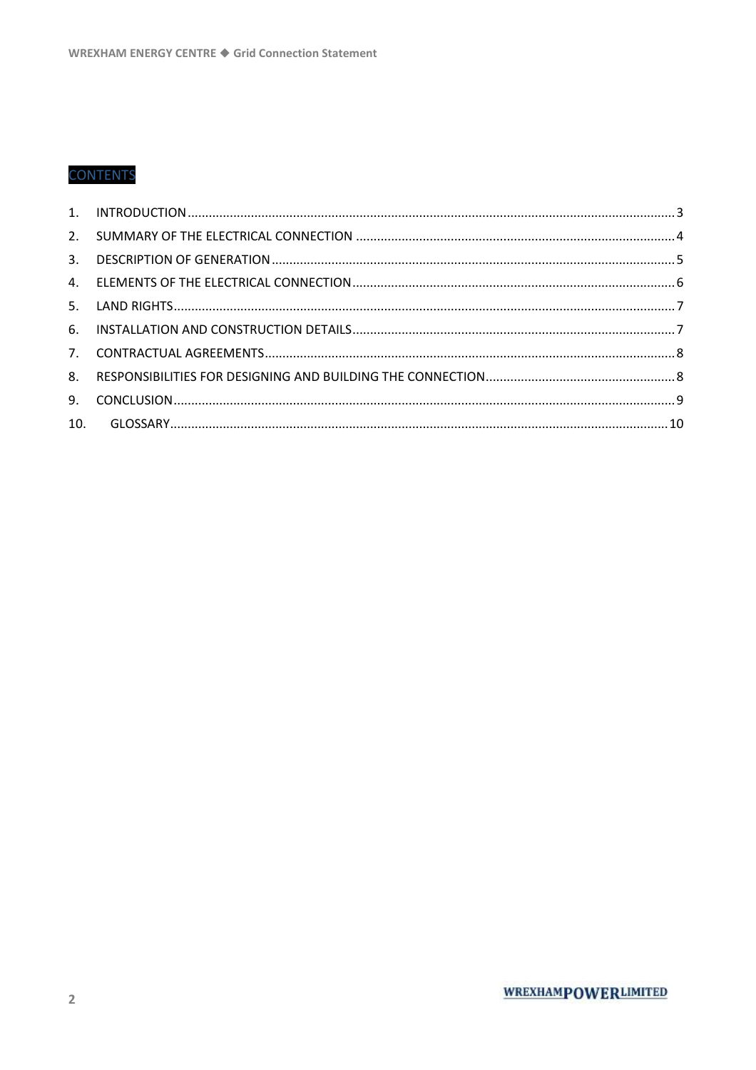# CONTENTS

1. INTRODUCTION ..... 3
2. SUMMARY OF THE ELECTRICAL CONNECTION ..... 4
3. DESCRIPTION OF GENERATION ..... 5
4. ELEMENTS OF THE ELECTRICAL CONNECTION ..... 6
5. LAND RIGHTS ..... 7
6. INSTALLATION AND CONSTRUCTION DETAILS ..... 7
7. CONTRACTUAL AGREEMENTS ..... 8
8. RESPONSIBILITIES FOR DESIGNING AND BUILDING THE CONNECTION ..... 8
9. CONCLUSION ..... 9
10. GLOSSARY ..... 10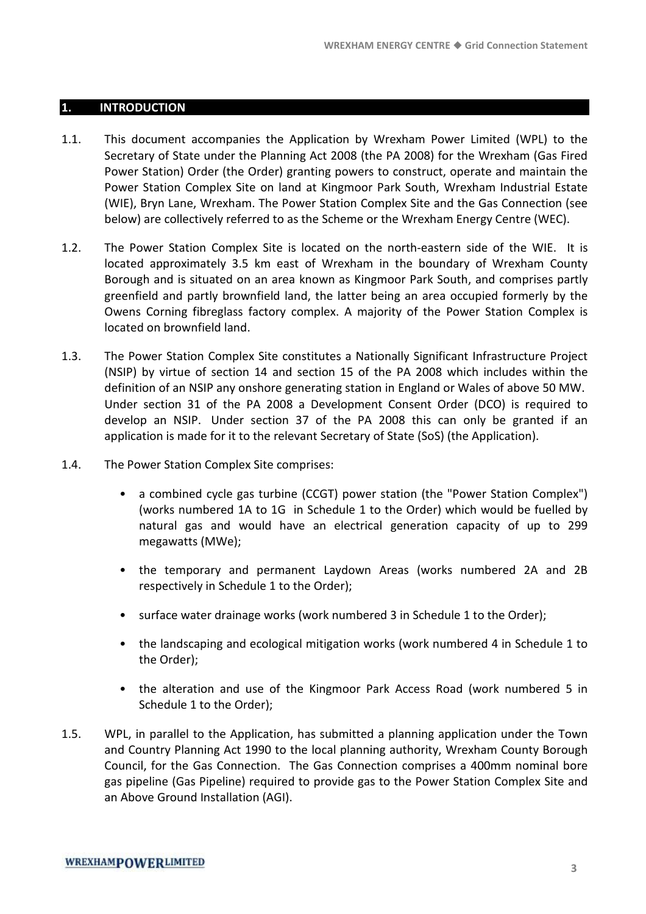# 1. INTRODUCTION

1.1. This document accompanies the Application by Wrexham Power Limited (WPL) to the Secretary of State under the Planning Act 2008 (the PA 2008) for the Wrexham (Gas Fired Power Station) Order (the Order) granting powers to construct, operate and maintain the Power Station Complex Site on land at Kingmoor Park South, Wrexham Industrial Estate (WIE), Bryn Lane, Wrexham. The Power Station Complex Site and the Gas Connection (see below) are collectively referred to as the Scheme or the Wrexham Energy Centre (WEC).

1.2. The Power Station Complex Site is located on the north-eastern side of the WIE. It is located approximately 3.5 km east of Wrexham in the boundary of Wrexham County Borough and is situated on an area known as Kingmoor Park South, and comprises partly greenfield and partly brownfield land, the latter being an area occupied formerly by the Owens Corning fibreglass factory complex. A majority of the Power Station Complex is located on brownfield land.

1.3. The Power Station Complex Site constitutes a Nationally Significant Infrastructure Project (NSIP) by virtue of section 14 and section 15 of the PA 2008 which includes within the definition of an NSIP any onshore generating station in England or Wales of above 50 MW. Under section 31 of the PA 2008 a Development Consent Order (DCO) is required to develop an NSIP. Under section 37 of the PA 2008 this can only be granted if an application is made for it to the relevant Secretary of State (SoS) (the Application).

1.4. The Power Station Complex Site comprises:

- a combined cycle gas turbine (CCGT) power station (the "Power Station Complex") (works numbered 1A to 1G in Schedule 1 to the Order) which would be fuelled by natural gas and would have an electrical generation capacity of up to 299 megawatts (MWe);
- the temporary and permanent Laydown Areas (works numbered 2A and 2B respectively in Schedule 1 to the Order);
- surface water drainage works (work numbered 3 in Schedule 1 to the Order);
- the landscaping and ecological mitigation works (work numbered 4 in Schedule 1 to the Order);
- the alteration and use of the Kingmoor Park Access Road (work numbered 5 in Schedule 1 to the Order);

1.5. WPL, in parallel to the Application, has submitted a planning application under the Town and Country Planning Act 1990 to the local planning authority, Wrexham County Borough Council, for the Gas Connection. The Gas Connection comprises a 400mm nominal bore gas pipeline (Gas Pipeline) required to provide gas to the Power Station Complex Site and an Above Ground Installation (AGI).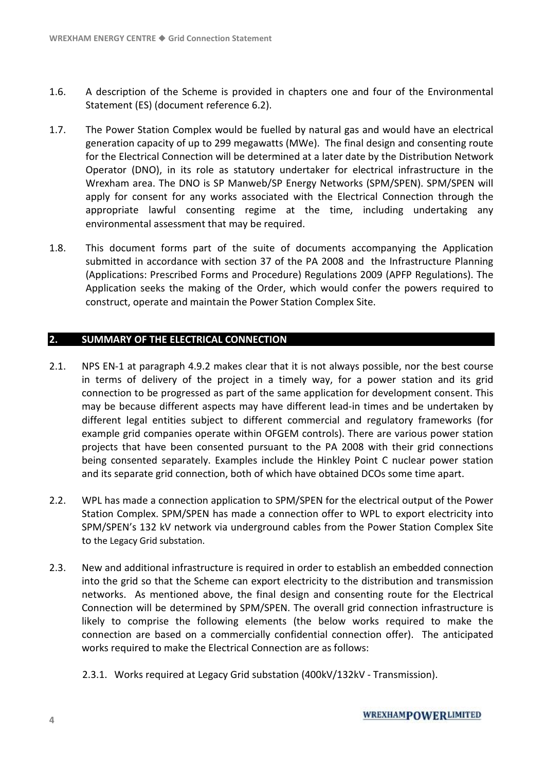1.6. A description of the Scheme is provided in chapters one and four of the Environmental Statement (ES) (document reference 6.2).

1.7. The Power Station Complex would be fuelled by natural gas and would have an electrical generation capacity of up to 299 megawatts (MWe). The final design and consenting route for the Electrical Connection will be determined at a later date by the Distribution Network Operator (DNO), in its role as statutory undertaker for electrical infrastructure in the Wrexham area. The DNO is SP Manweb/SP Energy Networks (SPM/SPEN). SPM/SPEN will apply for consent for any works associated with the Electrical Connection through the appropriate lawful consenting regime at the time, including undertaking any environmental assessment that may be required.

1.8. This document forms part of the suite of documents accompanying the Application submitted in accordance with section 37 of the PA 2008 and the Infrastructure Planning (Applications: Prescribed Forms and Procedure) Regulations 2009 (APFP Regulations). The Application seeks the making of the Order, which would confer the powers required to construct, operate and maintain the Power Station Complex Site.

## 2. SUMMARY OF THE ELECTRICAL CONNECTION

2.1. NPS EN-1 at paragraph 4.9.2 makes clear that it is not always possible, nor the best course in terms of delivery of the project in a timely way, for a power station and its grid connection to be progressed as part of the same application for development consent. This may be because different aspects may have different lead-in times and be undertaken by different legal entities subject to different commercial and regulatory frameworks (for example grid companies operate within OFGEM controls). There are various power station projects that have been consented pursuant to the PA 2008 with their grid connections being consented separately. Examples include the Hinkley Point C nuclear power station and its separate grid connection, both of which have obtained DCOs some time apart.

2.2. WPL has made a connection application to SPM/SPEN for the electrical output of the Power Station Complex. SPM/SPEN has made a connection offer to WPL to export electricity into SPM/SPEN's 132 kV network via underground cables from the Power Station Complex Site to the Legacy Grid substation.

2.3. New and additional infrastructure is required in order to establish an embedded connection into the grid so that the Scheme can export electricity to the distribution and transmission networks. As mentioned above, the final design and consenting route for the Electrical Connection will be determined by SPM/SPEN. The overall grid connection infrastructure is likely to comprise the following elements (the below works required to make the connection are based on a commercially confidential connection offer). The anticipated works required to make the Electrical Connection are as follows:

2.3.1. Works required at Legacy Grid substation (400kV/132kV - Transmission).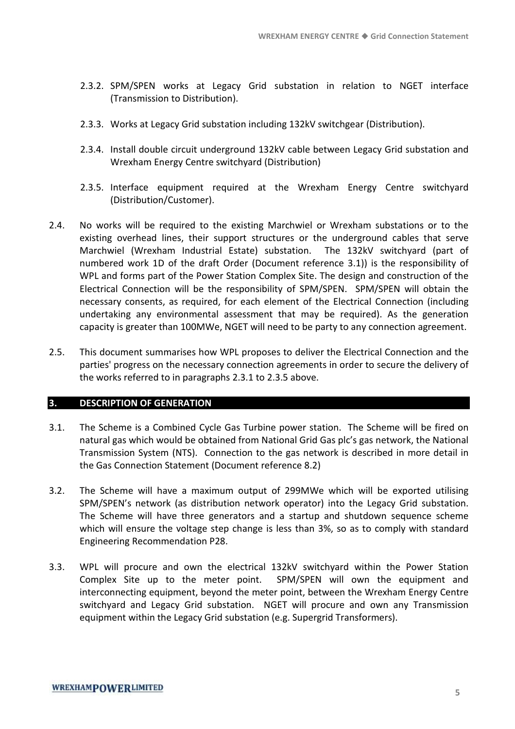2.3.2. SPM/SPEN works at Legacy Grid substation in relation to NGET interface (Transmission to Distribution).

2.3.3. Works at Legacy Grid substation including 132kV switchgear (Distribution).

2.3.4. Install double circuit underground 132kV cable between Legacy Grid substation and Wrexham Energy Centre switchyard (Distribution)

2.3.5. Interface equipment required at the Wrexham Energy Centre switchyard (Distribution/Customer).

2.4. No works will be required to the existing Marchwiel or Wrexham substations or to the existing overhead lines, their support structures or the underground cables that serve Marchwiel (Wrexham Industrial Estate) substation. The 132kV switchyard (part of numbered work 1D of the draft Order (Document reference 3.1)) is the responsibility of WPL and forms part of the Power Station Complex Site. The design and construction of the Electrical Connection will be the responsibility of SPM/SPEN. SPM/SPEN will obtain the necessary consents, as required, for each element of the Electrical Connection (including undertaking any environmental assessment that may be required). As the generation capacity is greater than 100MWe, NGET will need to be party to any connection agreement.

2.5. This document summarises how WPL proposes to deliver the Electrical Connection and the parties' progress on the necessary connection agreements in order to secure the delivery of the works referred to in paragraphs 2.3.1 to 2.3.5 above.

## 3. DESCRIPTION OF GENERATION

3.1. The Scheme is a Combined Cycle Gas Turbine power station. The Scheme will be fired on natural gas which would be obtained from National Grid Gas plc's gas network, the National Transmission System (NTS). Connection to the gas network is described in more detail in the Gas Connection Statement (Document reference 8.2)

3.2. The Scheme will have a maximum output of 299MWe which will be exported utilising SPM/SPEN's network (as distribution network operator) into the Legacy Grid substation. The Scheme will have three generators and a startup and shutdown sequence scheme which will ensure the voltage step change is less than 3%, so as to comply with standard Engineering Recommendation P28.

3.3. WPL will procure and own the electrical 132kV switchyard within the Power Station Complex Site up to the meter point. SPM/SPEN will own the equipment and interconnecting equipment, beyond the meter point, between the Wrexham Energy Centre switchyard and Legacy Grid substation. NGET will procure and own any Transmission equipment within the Legacy Grid substation (e.g. Supergrid Transformers).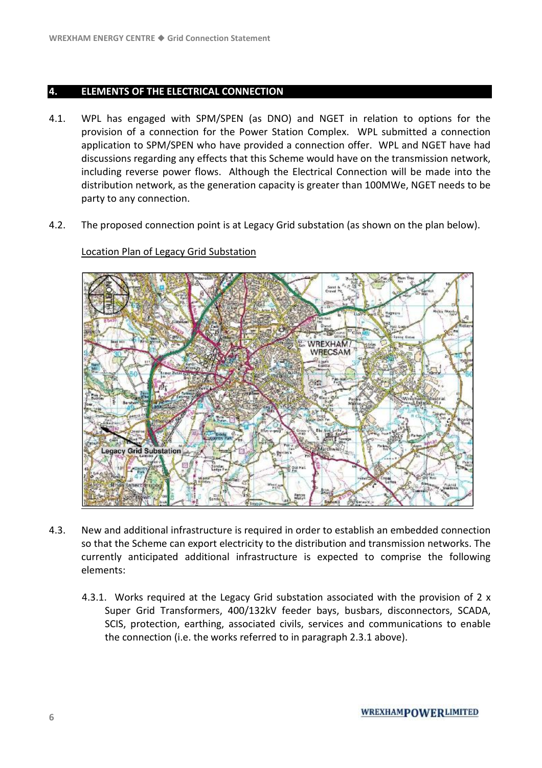## 4. ELEMENTS OF THE ELECTRICAL CONNECTION

4.1. WPL has engaged with SPM/SPEN (as DNO) and NGET in relation to options for the provision of a connection for the Power Station Complex. WPL submitted a connection application to SPM/SPEN who have provided a connection offer. WPL and NGET have had discussions regarding any effects that this Scheme would have on the transmission network, including reverse power flows. Although the Electrical Connection will be made into the distribution network, as the generation capacity is greater than 100MWe, NGET needs to be party to any connection.

4.2. The proposed connection point is at Legacy Grid substation (as shown on the plan below).

Location Plan of Legacy Grid Substation

4.3. New and additional infrastructure is required in order to establish an embedded connection so that the Scheme can export electricity to the distribution and transmission networks. The currently anticipated additional infrastructure is expected to comprise the following elements:

4.3.1. Works required at the Legacy Grid substation associated with the provision of 2 x Super Grid Transformers, 400/132kV feeder bays, busbars, disconnectors, SCADA, SCIS, protection, earthing, associated civils, services and communications to enable the connection (i.e. the works referred to in paragraph 2.3.1 above).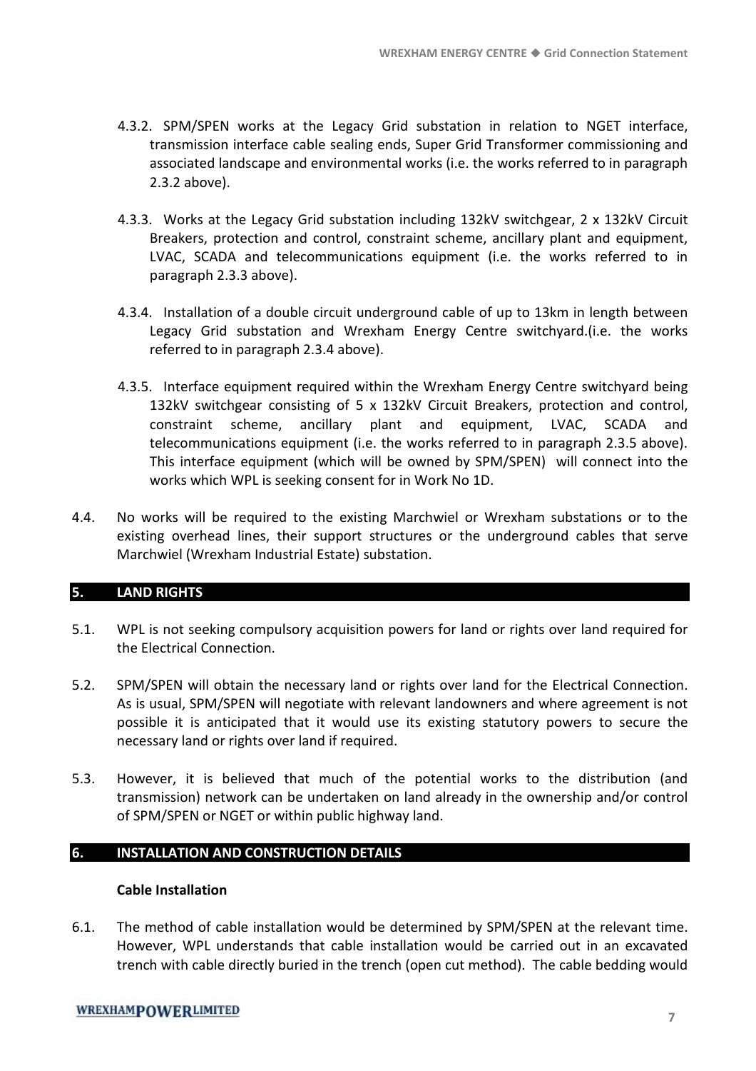4.3.2. SPM/SPEN works at the Legacy Grid substation in relation to NGET interface, transmission interface cable sealing ends, Super Grid Transformer commissioning and associated landscape and environmental works (i.e. the works referred to in paragraph 2.3.2 above).

4.3.3. Works at the Legacy Grid substation including 132kV switchgear, 2 x 132kV Circuit Breakers, protection and control, constraint scheme, ancillary plant and equipment, LVAC, SCADA and telecommunications equipment (i.e. the works referred to in paragraph 2.3.3 above).

4.3.4. Installation of a double circuit underground cable of up to 13km in length between Legacy Grid substation and Wrexham Energy Centre switchyard.(i.e. the works referred to in paragraph 2.3.4 above).

4.3.5. Interface equipment required within the Wrexham Energy Centre switchyard being 132kV switchgear consisting of 5 x 132kV Circuit Breakers, protection and control, constraint scheme, ancillary plant and equipment, LVAC, SCADA and telecommunications equipment (i.e. the works referred to in paragraph 2.3.5 above). This interface equipment (which will be owned by SPM/SPEN) will connect into the works which WPL is seeking consent for in Work No 1D.

4.4. No works will be required to the existing Marchwiel or Wrexham substations or to the existing overhead lines, their support structures or the underground cables that serve Marchwiel (Wrexham Industrial Estate) substation.

## 5. LAND RIGHTS

5.1. WPL is not seeking compulsory acquisition powers for land or rights over land required for the Electrical Connection.

5.2. SPM/SPEN will obtain the necessary land or rights over land for the Electrical Connection. As is usual, SPM/SPEN will negotiate with relevant landowners and where agreement is not possible it is anticipated that it would use its existing statutory powers to secure the necessary land or rights over land if required.

5.3. However, it is believed that much of the potential works to the distribution (and transmission) network can be undertaken on land already in the ownership and/or control of SPM/SPEN or NGET or within public highway land.

## 6. INSTALLATION AND CONSTRUCTION DETAILS

**Cable Installation**

6.1. The method of cable installation would be determined by SPM/SPEN at the relevant time. However, WPL understands that cable installation would be carried out in an excavated trench with cable directly buried in the trench (open cut method). The cable bedding would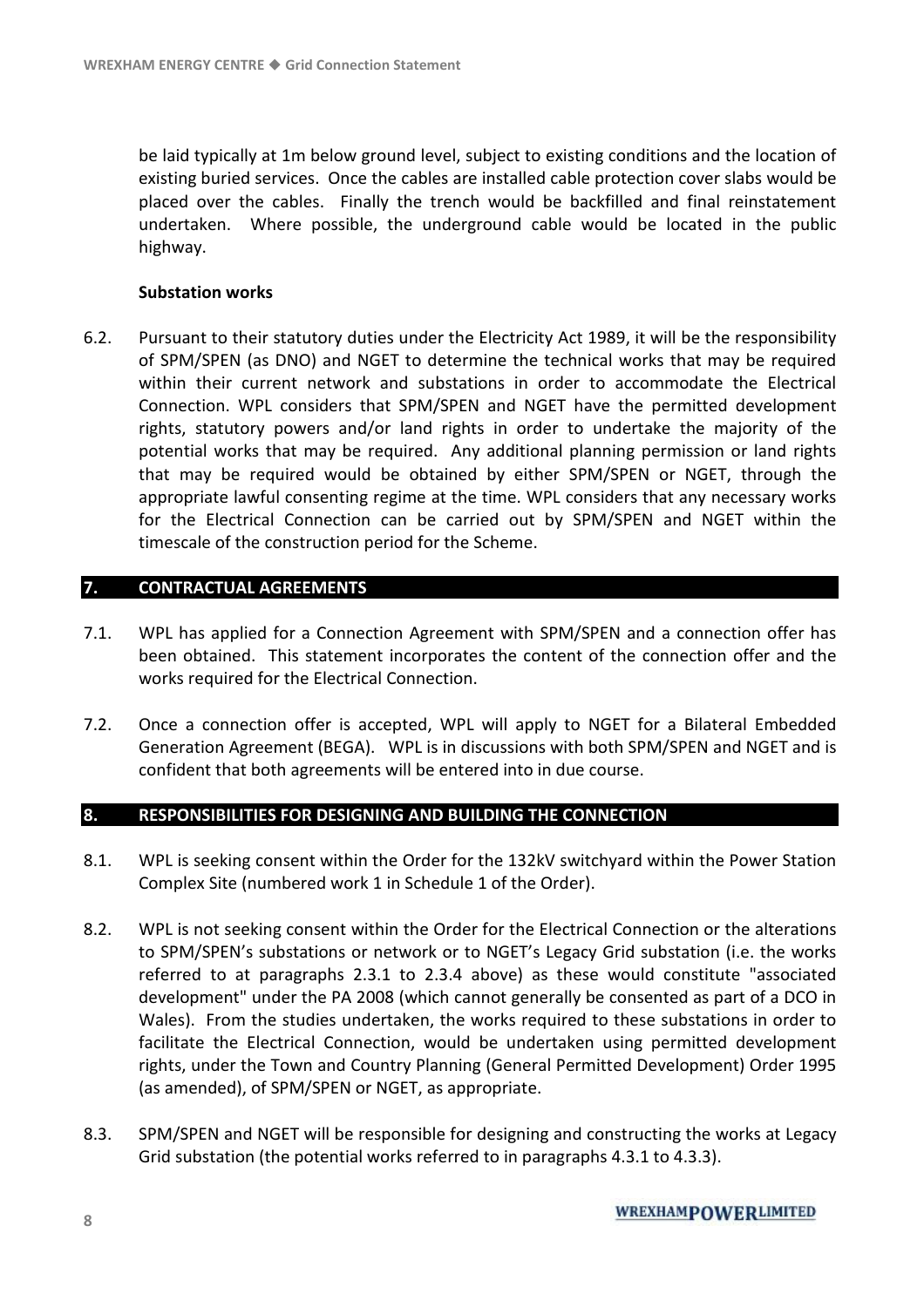be laid typically at 1m below ground level, subject to existing conditions and the location of existing buried services. Once the cables are installed cable protection cover slabs would be placed over the cables. Finally the trench would be backfilled and final reinstatement undertaken. Where possible, the underground cable would be located in the public highway.

**Substation works**

6.2. Pursuant to their statutory duties under the Electricity Act 1989, it will be the responsibility of SPM/SPEN (as DNO) and NGET to determine the technical works that may be required within their current network and substations in order to accommodate the Electrical Connection. WPL considers that SPM/SPEN and NGET have the permitted development rights, statutory powers and/or land rights in order to undertake the majority of the potential works that may be required. Any additional planning permission or land rights that may be required would be obtained by either SPM/SPEN or NGET, through the appropriate lawful consenting regime at the time. WPL considers that any necessary works for the Electrical Connection can be carried out by SPM/SPEN and NGET within the timescale of the construction period for the Scheme.

## 7. CONTRACTUAL AGREEMENTS

7.1. WPL has applied for a Connection Agreement with SPM/SPEN and a connection offer has been obtained. This statement incorporates the content of the connection offer and the works required for the Electrical Connection.

7.2. Once a connection offer is accepted, WPL will apply to NGET for a Bilateral Embedded Generation Agreement (BEGA). WPL is in discussions with both SPM/SPEN and NGET and is confident that both agreements will be entered into in due course.

## 8. RESPONSIBILITIES FOR DESIGNING AND BUILDING THE CONNECTION

8.1. WPL is seeking consent within the Order for the 132kV switchyard within the Power Station Complex Site (numbered work 1 in Schedule 1 of the Order).

8.2. WPL is not seeking consent within the Order for the Electrical Connection or the alterations to SPM/SPEN's substations or network or to NGET's Legacy Grid substation (i.e. the works referred to at paragraphs 2.3.1 to 2.3.4 above) as these would constitute "associated development" under the PA 2008 (which cannot generally be consented as part of a DCO in Wales). From the studies undertaken, the works required to these substations in order to facilitate the Electrical Connection, would be undertaken using permitted development rights, under the Town and Country Planning (General Permitted Development) Order 1995 (as amended), of SPM/SPEN or NGET, as appropriate.

8.3. SPM/SPEN and NGET will be responsible for designing and constructing the works at Legacy Grid substation (the potential works referred to in paragraphs 4.3.1 to 4.3.3).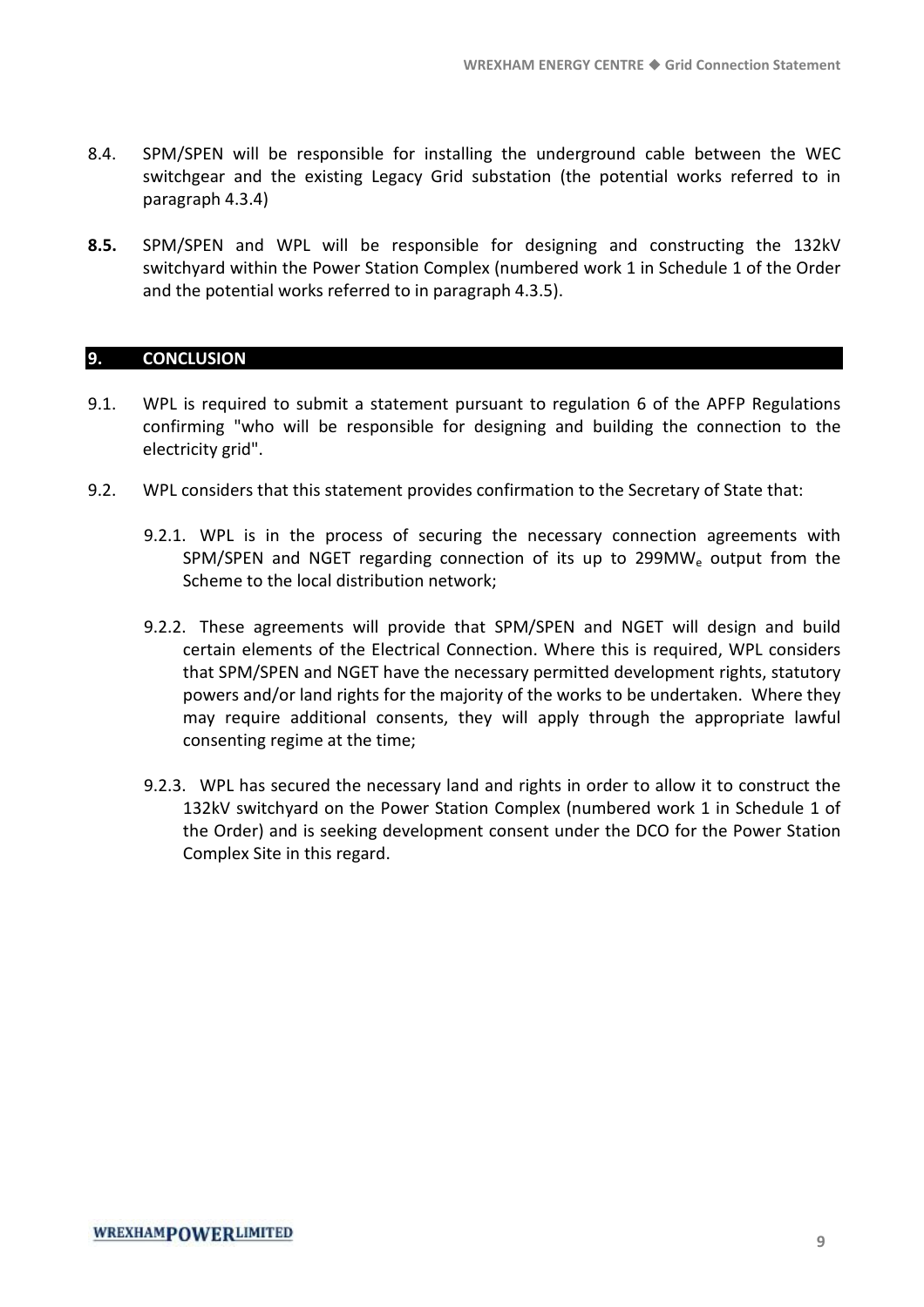8.4. SPM/SPEN will be responsible for installing the underground cable between the WEC switchgear and the existing Legacy Grid substation (the potential works referred to in paragraph 4.3.4)

**8.5.** SPM/SPEN and WPL will be responsible for designing and constructing the 132kV switchyard within the Power Station Complex (numbered work 1 in Schedule 1 of the Order and the potential works referred to in paragraph 4.3.5).

## 9. CONCLUSION

9.1. WPL is required to submit a statement pursuant to regulation 6 of the APFP Regulations confirming "who will be responsible for designing and building the connection to the electricity grid".

9.2. WPL considers that this statement provides confirmation to the Secretary of State that:

9.2.1. WPL is in the process of securing the necessary connection agreements with SPM/SPEN and NGET regarding connection of its up to 299$MW_e$ output from the Scheme to the local distribution network;

9.2.2. These agreements will provide that SPM/SPEN and NGET will design and build certain elements of the Electrical Connection. Where this is required, WPL considers that SPM/SPEN and NGET have the necessary permitted development rights, statutory powers and/or land rights for the majority of the works to be undertaken. Where they may require additional consents, they will apply through the appropriate lawful consenting regime at the time;

9.2.3. WPL has secured the necessary land and rights in order to allow it to construct the 132kV switchyard on the Power Station Complex (numbered work 1 in Schedule 1 of the Order) and is seeking development consent under the DCO for the Power Station Complex Site in this regard.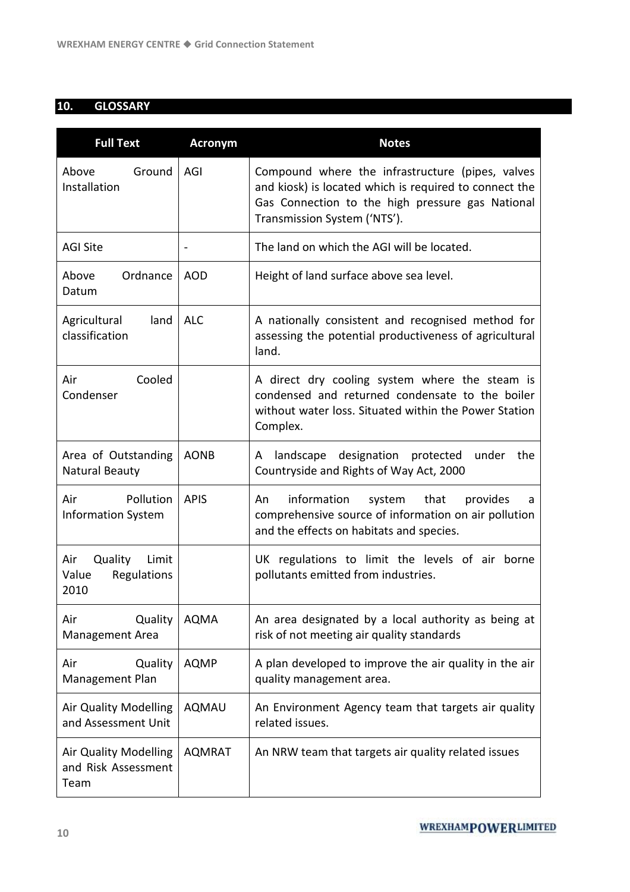## 10. GLOSSARY

| Full Text | Acronym | Notes |
| --- | --- | --- |
| Above Ground Installation | AGI | Compound where the infrastructure (pipes, valves and kiosk) is located which is required to connect the Gas Connection to the high pressure gas National Transmission System ('NTS'). |
| AGI Site | - | The land on which the AGI will be located. |
| Above Ordnance Datum | AOD | Height of land surface above sea level. |
| Agricultural land classification | ALC | A nationally consistent and recognised method for assessing the potential productiveness of agricultural land. |
| Air Cooled Condenser | | A direct dry cooling system where the steam is condensed and returned condensate to the boiler without water loss. Situated within the Power Station Complex. |
| Area of Outstanding Natural Beauty | AONB | A landscape designation protected under the Countryside and Rights of Way Act, 2000 |
| Air Pollution Information System | APIS | An information system that provides a comprehensive source of information on air pollution and the effects on habitats and species. |
| Air Quality Limit Value Regulations 2010 | | UK regulations to limit the levels of air borne pollutants emitted from industries. |
| Air Quality Management Area | AQMA | An area designated by a local authority as being at risk of not meeting air quality standards |
| Air Quality Management Plan | AQMP | A plan developed to improve the air quality in the air quality management area. |
| Air Quality Modelling and Assessment Unit | AQMAU | An Environment Agency team that targets air quality related issues. |
| Air Quality Modelling and Risk Assessment Team | AQMRAT | An NRW team that targets air quality related issues |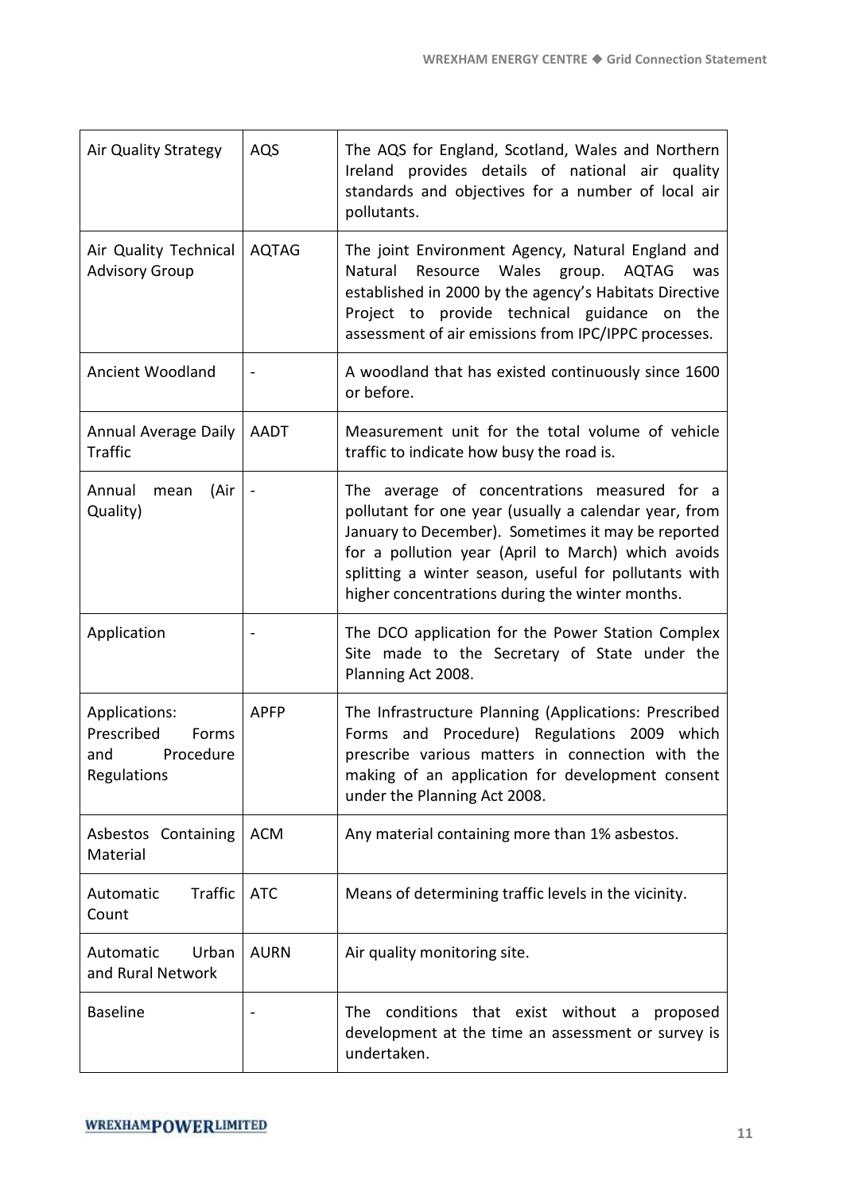| | | |
|---|---|---|
| Air Quality Strategy | AQS | The AQS for England, Scotland, Wales and Northern Ireland provides details of national air quality standards and objectives for a number of local air pollutants. |
| Air Quality Technical Advisory Group | AQTAG | The joint Environment Agency, Natural England and Natural Resource Wales group. AQTAG was established in 2000 by the agency's Habitats Directive Project to provide technical guidance on the assessment of air emissions from IPC/IPPC processes. |
| Ancient Woodland | - | A woodland that has existed continuously since 1600 or before. |
| Annual Average Daily Traffic | AADT | Measurement unit for the total volume of vehicle traffic to indicate how busy the road is. |
| Annual mean (Air Quality) | - | The average of concentrations measured for a pollutant for one year (usually a calendar year, from January to December). Sometimes it may be reported for a pollution year (April to March) which avoids splitting a winter season, useful for pollutants with higher concentrations during the winter months. |
| Application | - | The DCO application for the Power Station Complex Site made to the Secretary of State under the Planning Act 2008. |
| Applications: Prescribed Forms and Procedure Regulations | APFP | The Infrastructure Planning (Applications: Prescribed Forms and Procedure) Regulations 2009 which prescribe various matters in connection with the making of an application for development consent under the Planning Act 2008. |
| Asbestos Containing Material | ACM | Any material containing more than 1% asbestos. |
| Automatic Traffic Count | ATC | Means of determining traffic levels in the vicinity. |
| Automatic Urban and Rural Network | AURN | Air quality monitoring site. |
| Baseline | - | The conditions that exist without a proposed development at the time an assessment or survey is undertaken. |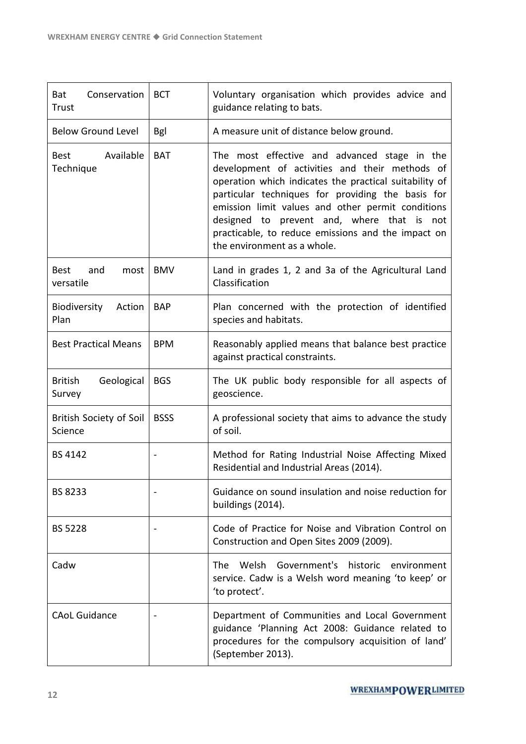| Bat Conservation Trust | BCT | Voluntary organisation which provides advice and guidance relating to bats. |
|---|---|---|
| Below Ground Level | Bgl | A measure unit of distance below ground. |
| Best Available Technique | BAT | The most effective and advanced stage in the development of activities and their methods of operation which indicates the practical suitability of particular techniques for providing the basis for emission limit values and other permit conditions designed to prevent and, where that is not practicable, to reduce emissions and the impact on the environment as a whole. |
| Best and most versatile | BMV | Land in grades 1, 2 and 3a of the Agricultural Land Classification |
| Biodiversity Action Plan | BAP | Plan concerned with the protection of identified species and habitats. |
| Best Practical Means | BPM | Reasonably applied means that balance best practice against practical constraints. |
| British Geological Survey | BGS | The UK public body responsible for all aspects of geoscience. |
| British Society of Soil Science | BSSS | A professional society that aims to advance the study of soil. |
| BS 4142 | - | Method for Rating Industrial Noise Affecting Mixed Residential and Industrial Areas (2014). |
| BS 8233 | - | Guidance on sound insulation and noise reduction for buildings (2014). |
| BS 5228 | - | Code of Practice for Noise and Vibration Control on Construction and Open Sites 2009 (2009). |
| Cadw | | The Welsh Government's historic environment service. Cadw is a Welsh word meaning 'to keep' or 'to protect'. |
| CAoL Guidance | - | Department of Communities and Local Government guidance 'Planning Act 2008: Guidance related to procedures for the compulsory acquisition of land' (September 2013). |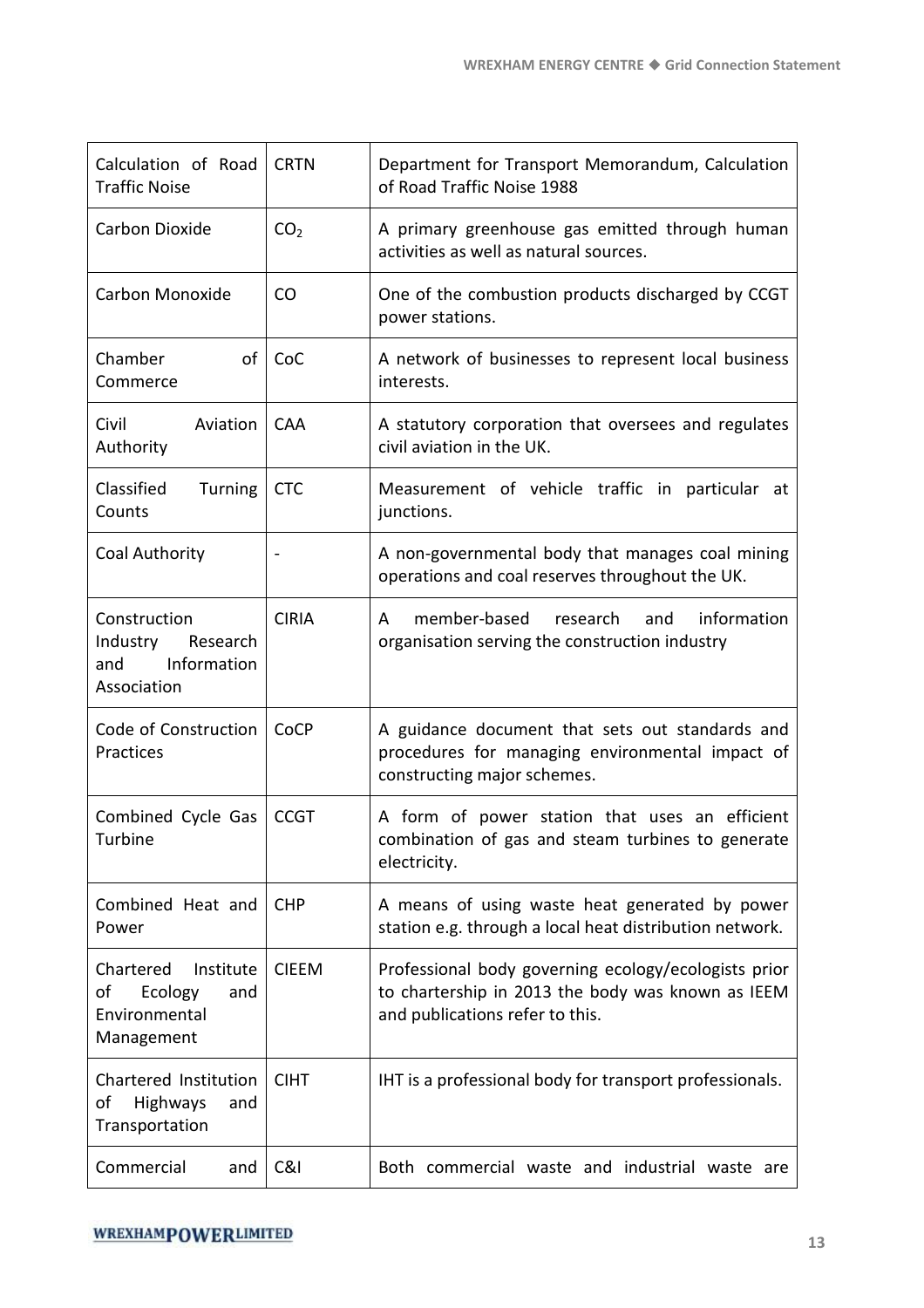| | | |
|---|---|---|
| Calculation of Road Traffic Noise | CRTN | Department for Transport Memorandum, Calculation of Road Traffic Noise 1988 |
| Carbon Dioxide | $CO_2$ | A primary greenhouse gas emitted through human activities as well as natural sources. |
| Carbon Monoxide | CO | One of the combustion products discharged by CCGT power stations. |
| Chamber of Commerce | CoC | A network of businesses to represent local business interests. |
| Civil Aviation Authority | CAA | A statutory corporation that oversees and regulates civil aviation in the UK. |
| Classified Turning Counts | CTC | Measurement of vehicle traffic in particular at junctions. |
| Coal Authority | - | A non-governmental body that manages coal mining operations and coal reserves throughout the UK. |
| Construction Industry Research and Information Association | CIRIA | A member-based research and information organisation serving the construction industry |
| Code of Construction Practices | CoCP | A guidance document that sets out standards and procedures for managing environmental impact of constructing major schemes. |
| Combined Cycle Gas Turbine | CCGT | A form of power station that uses an efficient combination of gas and steam turbines to generate electricity. |
| Combined Heat and Power | CHP | A means of using waste heat generated by power station e.g. through a local heat distribution network. |
| Chartered Institute of Ecology and Environmental Management | CIEEM | Professional body governing ecology/ecologists prior to chartership in 2013 the body was known as IEEM and publications refer to this. |
| Chartered Institution of Highways and Transportation | CIHT | IHT is a professional body for transport professionals. |
| Commercial and | C&I | Both commercial waste and industrial waste are |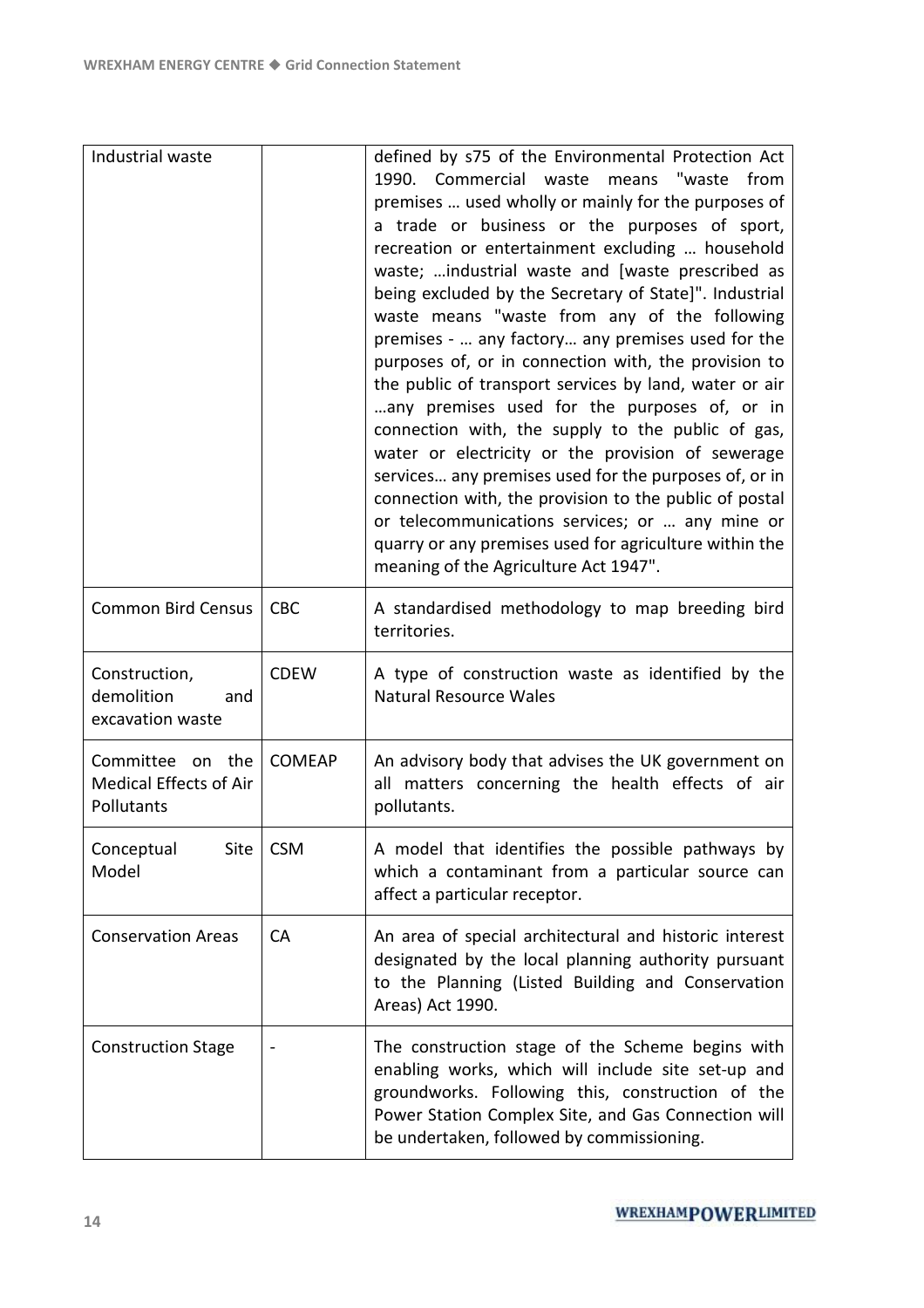| | | |
|---|---|---|
| Industrial waste | | defined by s75 of the Environmental Protection Act 1990. Commercial waste means "waste from premises … used wholly or mainly for the purposes of a trade or business or the purposes of sport, recreation or entertainment excluding … household waste; …industrial waste and [waste prescribed as being excluded by the Secretary of State]". Industrial waste means "waste from any of the following premises - … any factory… any premises used for the purposes of, or in connection with, the provision to the public of transport services by land, water or air …any premises used for the purposes of, or in connection with, the supply to the public of gas, water or electricity or the provision of sewerage services… any premises used for the purposes of, or in connection with, the provision to the public of postal or telecommunications services; or … any mine or quarry or any premises used for agriculture within the meaning of the Agriculture Act 1947". |
| Common Bird Census | CBC | A standardised methodology to map breeding bird territories. |
| Construction, demolition and excavation waste | CDEW | A type of construction waste as identified by the Natural Resource Wales |
| Committee on the Medical Effects of Air Pollutants | COMEAP | An advisory body that advises the UK government on all matters concerning the health effects of air pollutants. |
| Conceptual Site Model | CSM | A model that identifies the possible pathways by which a contaminant from a particular source can affect a particular receptor. |
| Conservation Areas | CA | An area of special architectural and historic interest designated by the local planning authority pursuant to the Planning (Listed Building and Conservation Areas) Act 1990. |
| Construction Stage | - | The construction stage of the Scheme begins with enabling works, which will include site set-up and groundworks. Following this, construction of the Power Station Complex Site, and Gas Connection will be undertaken, followed by commissioning. |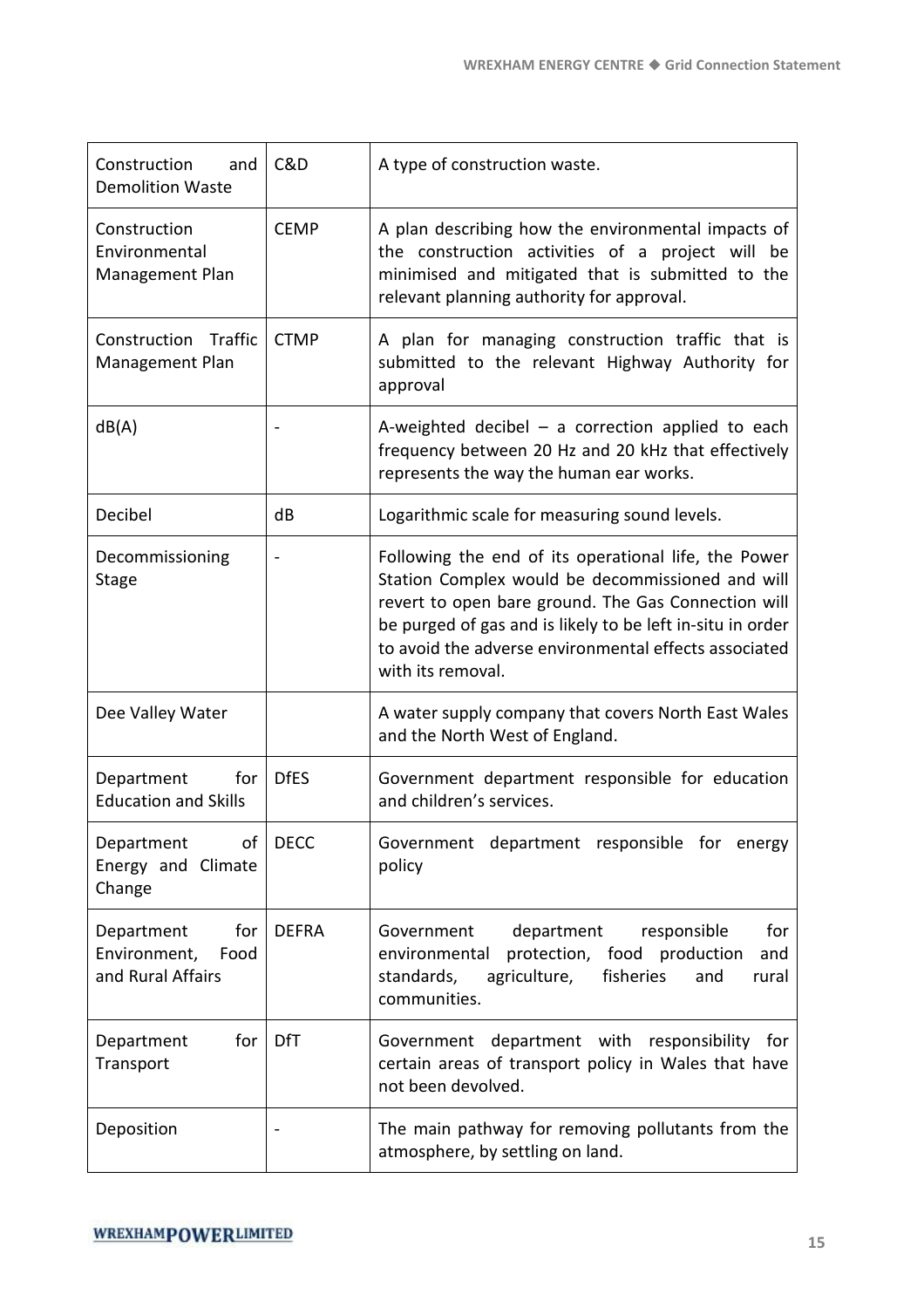| | | |
|---|---|---|
| Construction and Demolition Waste | C&D | A type of construction waste. |
| Construction Environmental Management Plan | CEMP | A plan describing how the environmental impacts of the construction activities of a project will be minimised and mitigated that is submitted to the relevant planning authority for approval. |
| Construction Traffic Management Plan | CTMP | A plan for managing construction traffic that is submitted to the relevant Highway Authority for approval |
| dB(A) | - | A-weighted decibel – a correction applied to each frequency between 20 Hz and 20 kHz that effectively represents the way the human ear works. |
| Decibel | dB | Logarithmic scale for measuring sound levels. |
| Decommissioning Stage | - | Following the end of its operational life, the Power Station Complex would be decommissioned and will revert to open bare ground. The Gas Connection will be purged of gas and is likely to be left in-situ in order to avoid the adverse environmental effects associated with its removal. |
| Dee Valley Water | | A water supply company that covers North East Wales and the North West of England. |
| Department for Education and Skills | DfES | Government department responsible for education and children's services. |
| Department of Energy and Climate Change | DECC | Government department responsible for energy policy |
| Department for Environment, Food and Rural Affairs | DEFRA | Government department responsible for environmental protection, food production and standards, agriculture, fisheries and rural communities. |
| Department for Transport | DfT | Government department with responsibility for certain areas of transport policy in Wales that have not been devolved. |
| Deposition | - | The main pathway for removing pollutants from the atmosphere, by settling on land. |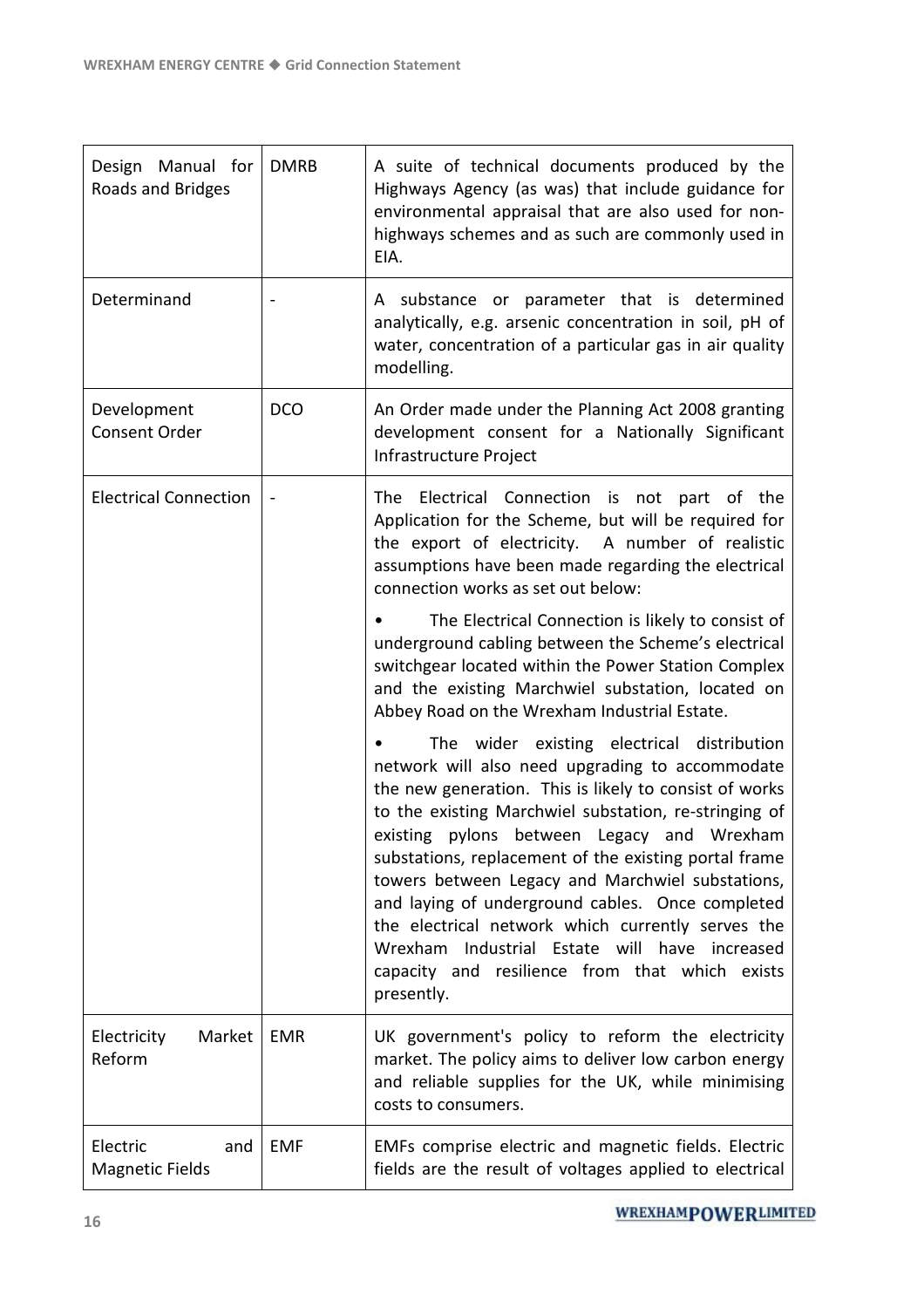| | | |
|---|---|---|
| Design Manual for Roads and Bridges | DMRB | A suite of technical documents produced by the Highways Agency (as was) that include guidance for environmental appraisal that are also used for non-highways schemes and as such are commonly used in EIA. |
| Determinand | - | A substance or parameter that is determined analytically, e.g. arsenic concentration in soil, pH of water, concentration of a particular gas in air quality modelling. |
| Development Consent Order | DCO | An Order made under the Planning Act 2008 granting development consent for a Nationally Significant Infrastructure Project |
| Electrical Connection | - | The Electrical Connection is not part of the Application for the Scheme, but will be required for the export of electricity. A number of realistic assumptions have been made regarding the electrical connection works as set out below:<br>• The Electrical Connection is likely to consist of underground cabling between the Scheme's electrical switchgear located within the Power Station Complex and the existing Marchwiel substation, located on Abbey Road on the Wrexham Industrial Estate.<br>• The wider existing electrical distribution network will also need upgrading to accommodate the new generation. This is likely to consist of works to the existing Marchwiel substation, re-stringing of existing pylons between Legacy and Wrexham substations, replacement of the existing portal frame towers between Legacy and Marchwiel substations, and laying of underground cables. Once completed the electrical network which currently serves the Wrexham Industrial Estate will have increased capacity and resilience from that which exists presently. |
| Electricity Market Reform | EMR | UK government's policy to reform the electricity market. The policy aims to deliver low carbon energy and reliable supplies for the UK, while minimising costs to consumers. |
| Electric and Magnetic Fields | EMF | EMFs comprise electric and magnetic fields. Electric fields are the result of voltages applied to electrical |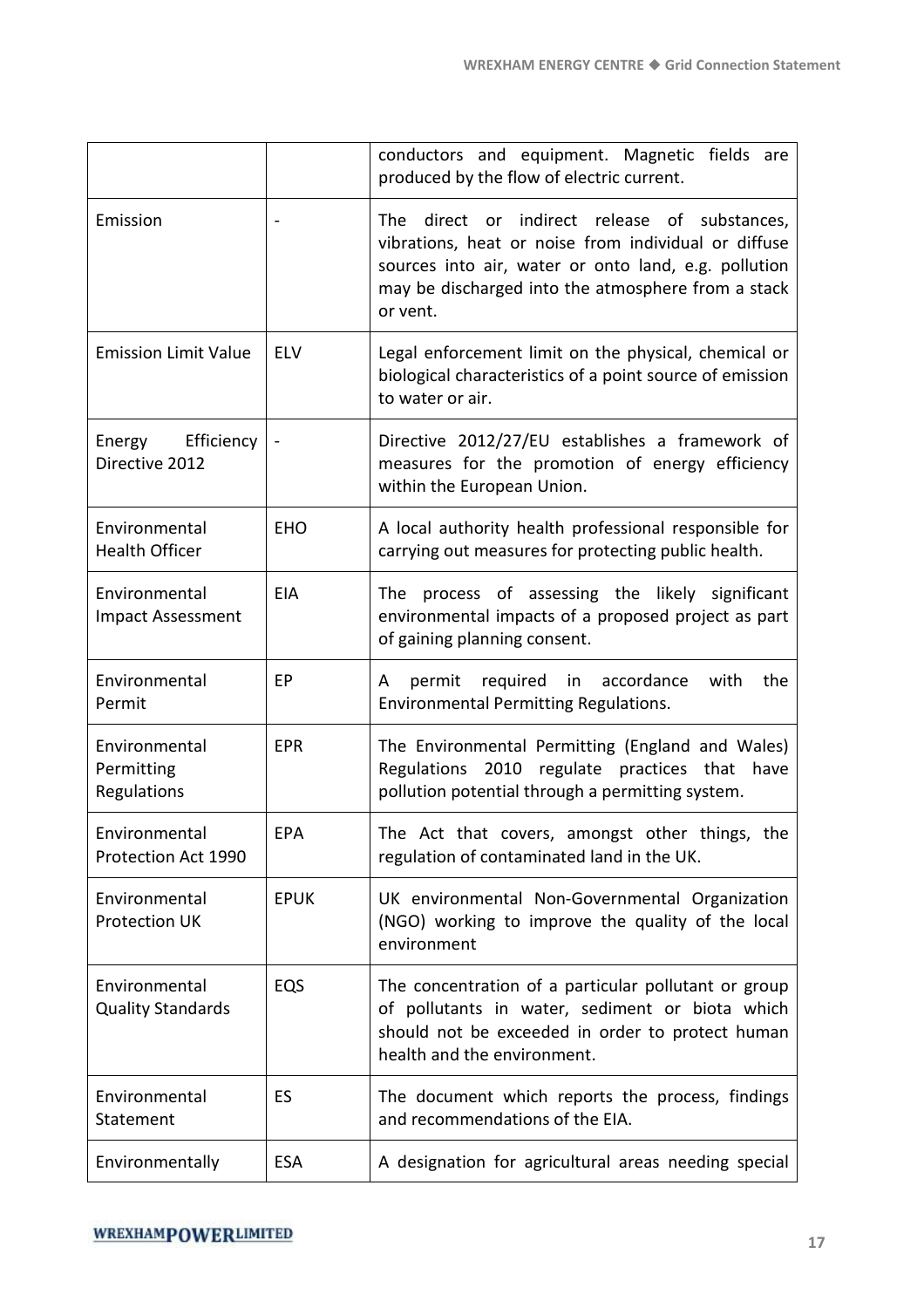| | | |
|---|---|---|
| | | conductors and equipment. Magnetic fields are produced by the flow of electric current. |
| Emission | - | The direct or indirect release of substances, vibrations, heat or noise from individual or diffuse sources into air, water or onto land, e.g. pollution may be discharged into the atmosphere from a stack or vent. |
| Emission Limit Value | ELV | Legal enforcement limit on the physical, chemical or biological characteristics of a point source of emission to water or air. |
| Energy Efficiency Directive 2012 | - | Directive 2012/27/EU establishes a framework of measures for the promotion of energy efficiency within the European Union. |
| Environmental Health Officer | EHO | A local authority health professional responsible for carrying out measures for protecting public health. |
| Environmental Impact Assessment | EIA | The process of assessing the likely significant environmental impacts of a proposed project as part of gaining planning consent. |
| Environmental Permit | EP | A permit required in accordance with the Environmental Permitting Regulations. |
| Environmental Permitting Regulations | EPR | The Environmental Permitting (England and Wales) Regulations 2010 regulate practices that have pollution potential through a permitting system. |
| Environmental Protection Act 1990 | EPA | The Act that covers, amongst other things, the regulation of contaminated land in the UK. |
| Environmental Protection UK | EPUK | UK environmental Non-Governmental Organization (NGO) working to improve the quality of the local environment |
| Environmental Quality Standards | EQS | The concentration of a particular pollutant or group of pollutants in water, sediment or biota which should not be exceeded in order to protect human health and the environment. |
| Environmental Statement | ES | The document which reports the process, findings and recommendations of the EIA. |
| Environmentally | ESA | A designation for agricultural areas needing special |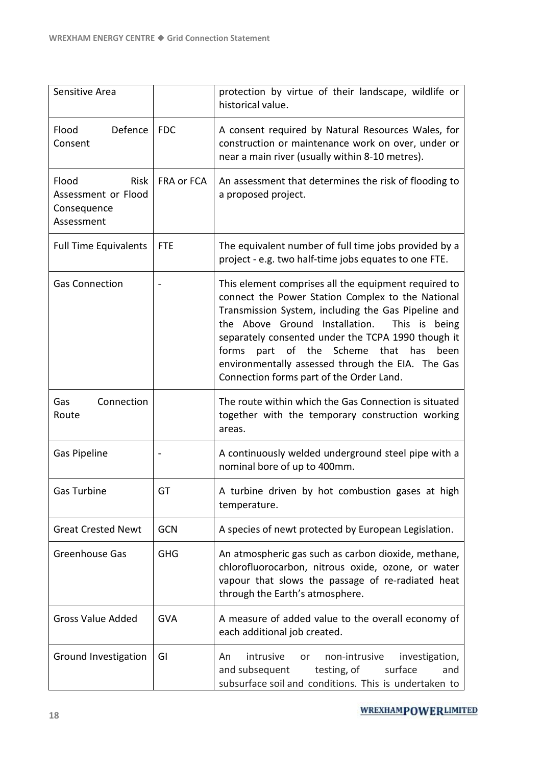| | | |
|---|---|---|
| Sensitive Area | | protection by virtue of their landscape, wildlife or historical value. |
| Flood Defence Consent | FDC | A consent required by Natural Resources Wales, for construction or maintenance work on over, under or near a main river (usually within 8-10 metres). |
| Flood Risk Assessment or Flood Consequence Assessment | FRA or FCA | An assessment that determines the risk of flooding to a proposed project. |
| Full Time Equivalents | FTE | The equivalent number of full time jobs provided by a project - e.g. two half-time jobs equates to one FTE. |
| Gas Connection | - | This element comprises all the equipment required to connect the Power Station Complex to the National Transmission System, including the Gas Pipeline and the Above Ground Installation. This is being separately consented under the TCPA 1990 though it forms part of the Scheme that has been environmentally assessed through the EIA. The Gas Connection forms part of the Order Land. |
| Gas Connection Route | | The route within which the Gas Connection is situated together with the temporary construction working areas. |
| Gas Pipeline | - | A continuously welded underground steel pipe with a nominal bore of up to 400mm. |
| Gas Turbine | GT | A turbine driven by hot combustion gases at high temperature. |
| Great Crested Newt | GCN | A species of newt protected by European Legislation. |
| Greenhouse Gas | GHG | An atmospheric gas such as carbon dioxide, methane, chlorofluorocarbon, nitrous oxide, ozone, or water vapour that slows the passage of re-radiated heat through the Earth's atmosphere. |
| Gross Value Added | GVA | A measure of added value to the overall economy of each additional job created. |
| Ground Investigation | GI | An intrusive or non-intrusive investigation, and subsequent testing, of surface and subsurface soil and conditions. This is undertaken to |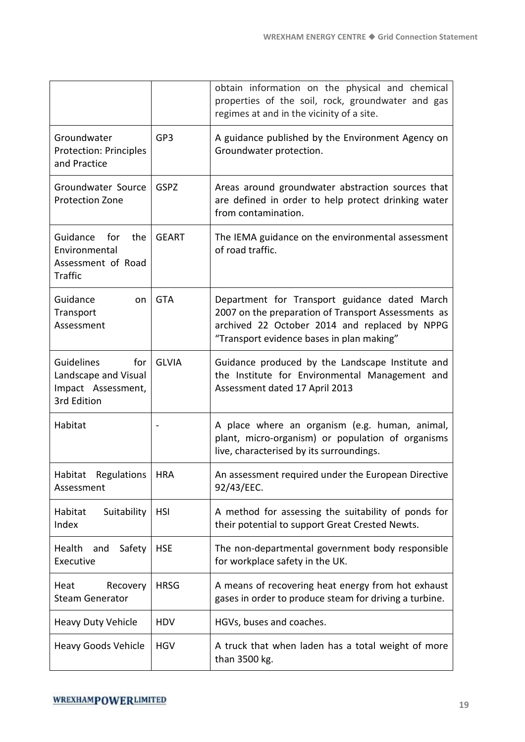| | | |
|---|---|---|
| | | obtain information on the physical and chemical properties of the soil, rock, groundwater and gas regimes at and in the vicinity of a site. |
| Groundwater Protection: Principles and Practice | GP3 | A guidance published by the Environment Agency on Groundwater protection. |
| Groundwater Source Protection Zone | GSPZ | Areas around groundwater abstraction sources that are defined in order to help protect drinking water from contamination. |
| Guidance for the Environmental Assessment of Road Traffic | GEART | The IEMA guidance on the environmental assessment of road traffic. |
| Guidance on Transport Assessment | GTA | Department for Transport guidance dated March 2007 on the preparation of Transport Assessments as archived 22 October 2014 and replaced by NPPG "Transport evidence bases in plan making" |
| Guidelines for Landscape and Visual Impact Assessment, 3rd Edition | GLVIA | Guidance produced by the Landscape Institute and the Institute for Environmental Management and Assessment dated 17 April 2013 |
| Habitat | - | A place where an organism (e.g. human, animal, plant, micro-organism) or population of organisms live, characterised by its surroundings. |
| Habitat Regulations Assessment | HRA | An assessment required under the European Directive 92/43/EEC. |
| Habitat Suitability Index | HSI | A method for assessing the suitability of ponds for their potential to support Great Crested Newts. |
| Health and Safety Executive | HSE | The non-departmental government body responsible for workplace safety in the UK. |
| Heat Recovery Steam Generator | HRSG | A means of recovering heat energy from hot exhaust gases in order to produce steam for driving a turbine. |
| Heavy Duty Vehicle | HDV | HGVs, buses and coaches. |
| Heavy Goods Vehicle | HGV | A truck that when laden has a total weight of more than 3500 kg. |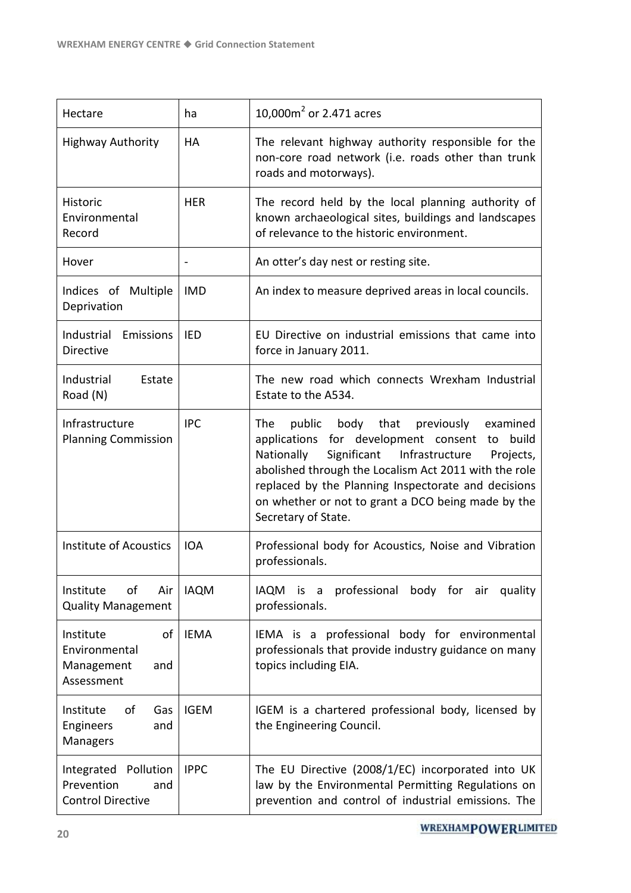| Hectare | ha | 10,000m$^2$ or 2.471 acres |
|---|---|---|
| Highway Authority | HA | The relevant highway authority responsible for the non-core road network (i.e. roads other than trunk roads and motorways). |
| Historic Environmental Record | HER | The record held by the local planning authority of known archaeological sites, buildings and landscapes of relevance to the historic environment. |
| Hover | - | An otter's day nest or resting site. |
| Indices of Multiple Deprivation | IMD | An index to measure deprived areas in local councils. |
| Industrial Emissions Directive | IED | EU Directive on industrial emissions that came into force in January 2011. |
| Industrial Estate Road (N) | | The new road which connects Wrexham Industrial Estate to the A534. |
| Infrastructure Planning Commission | IPC | The public body that previously examined applications for development consent to build Nationally Significant Infrastructure Projects, abolished through the Localism Act 2011 with the role replaced by the Planning Inspectorate and decisions on whether or not to grant a DCO being made by the Secretary of State. |
| Institute of Acoustics | IOA | Professional body for Acoustics, Noise and Vibration professionals. |
| Institute of Air Quality Management | IAQM | IAQM is a professional body for air quality professionals. |
| Institute of Environmental Management and Assessment | IEMA | IEMA is a professional body for environmental professionals that provide industry guidance on many topics including EIA. |
| Institute of Gas Engineers and Managers | IGEM | IGEM is a chartered professional body, licensed by the Engineering Council. |
| Integrated Pollution Prevention and Control Directive | IPPC | The EU Directive (2008/1/EC) incorporated into UK law by the Environmental Permitting Regulations on prevention and control of industrial emissions. The |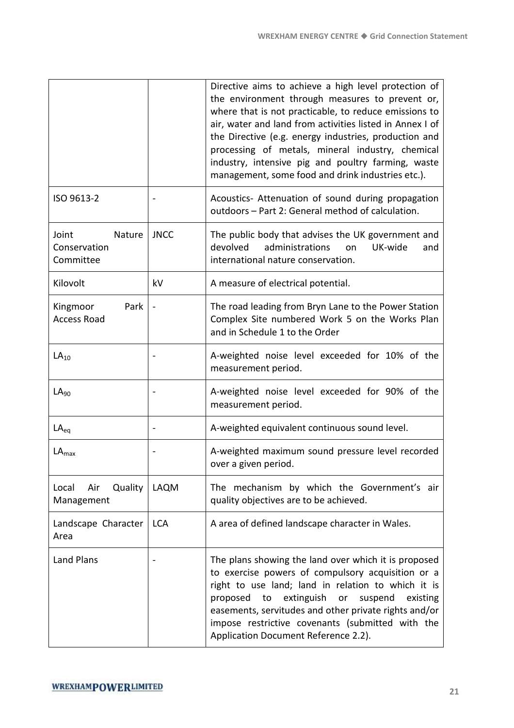| | | |
|---|---|---|
| | | Directive aims to achieve a high level protection of the environment through measures to prevent or, where that is not practicable, to reduce emissions to air, water and land from activities listed in Annex I of the Directive (e.g. energy industries, production and processing of metals, mineral industry, chemical industry, intensive pig and poultry farming, waste management, some food and drink industries etc.). |
| ISO 9613-2 | - | Acoustics- Attenuation of sound during propagation outdoors – Part 2: General method of calculation. |
| Joint Nature Conservation Committee | JNCC | The public body that advises the UK government and devolved administrations on UK-wide and international nature conservation. |
| Kilovolt | kV | A measure of electrical potential. |
| Kingmoor Park Access Road | - | The road leading from Bryn Lane to the Power Station Complex Site numbered Work 5 on the Works Plan and in Schedule 1 to the Order |
| $LA_{10}$ | - | A-weighted noise level exceeded for 10% of the measurement period. |
| $LA_{90}$ | - | A-weighted noise level exceeded for 90% of the measurement period. |
| $LA_{eq}$ | - | A-weighted equivalent continuous sound level. |
| $LA_{max}$ | - | A-weighted maximum sound pressure level recorded over a given period. |
| Local Air Quality Management | LAQM | The mechanism by which the Government's air quality objectives are to be achieved. |
| Landscape Character Area | LCA | A area of defined landscape character in Wales. |
| Land Plans | - | The plans showing the land over which it is proposed to exercise powers of compulsory acquisition or a right to use land; land in relation to which it is proposed to extinguish or suspend existing easements, servitudes and other private rights and/or impose restrictive covenants (submitted with the Application Document Reference 2.2). |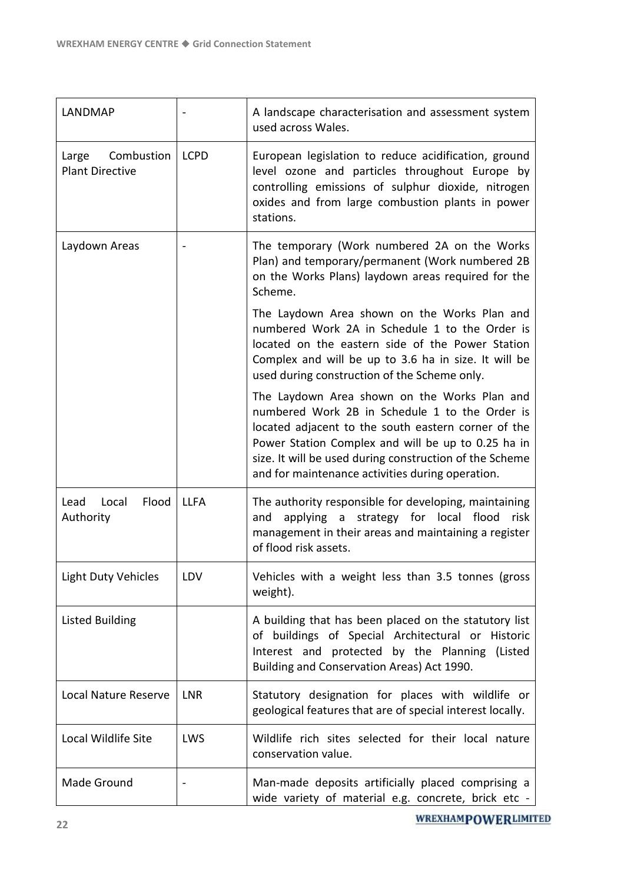| LANDMAP | - | A landscape characterisation and assessment system used across Wales. |
|---|---|---|
| Large Combustion Plant Directive | LCPD | European legislation to reduce acidification, ground level ozone and particles throughout Europe by controlling emissions of sulphur dioxide, nitrogen oxides and from large combustion plants in power stations. |
| Laydown Areas | - | The temporary (Work numbered 2A on the Works Plan) and temporary/permanent (Work numbered 2B on the Works Plans) laydown areas required for the Scheme.<br><br>The Laydown Area shown on the Works Plan and numbered Work 2A in Schedule 1 to the Order is located on the eastern side of the Power Station Complex and will be up to 3.6 ha in size. It will be used during construction of the Scheme only.<br><br>The Laydown Area shown on the Works Plan and numbered Work 2B in Schedule 1 to the Order is located adjacent to the south eastern corner of the Power Station Complex and will be up to 0.25 ha in size. It will be used during construction of the Scheme and for maintenance activities during operation. |
| Lead Local Flood Authority | LLFA | The authority responsible for developing, maintaining and applying a strategy for local flood risk management in their areas and maintaining a register of flood risk assets. |
| Light Duty Vehicles | LDV | Vehicles with a weight less than 3.5 tonnes (gross weight). |
| Listed Building | | A building that has been placed on the statutory list of buildings of Special Architectural or Historic Interest and protected by the Planning (Listed Building and Conservation Areas) Act 1990. |
| Local Nature Reserve | LNR | Statutory designation for places with wildlife or geological features that are of special interest locally. |
| Local Wildlife Site | LWS | Wildlife rich sites selected for their local nature conservation value. |
| Made Ground | - | Man-made deposits artificially placed comprising a wide variety of material e.g. concrete, brick etc - |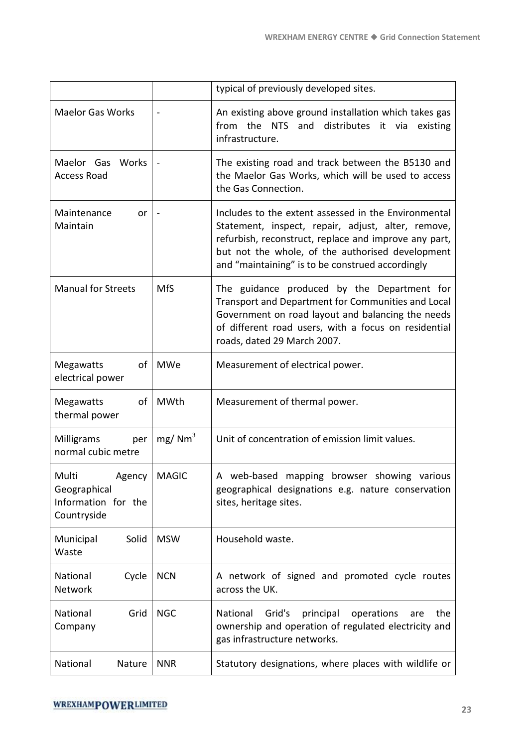| | | |
|---|---|---|
| | | typical of previously developed sites. |
| Maelor Gas Works | - | An existing above ground installation which takes gas from the NTS and distributes it via existing infrastructure. |
| Maelor Gas Works Access Road | - | The existing road and track between the B5130 and the Maelor Gas Works, which will be used to access the Gas Connection. |
| Maintenance or Maintain | - | Includes to the extent assessed in the Environmental Statement, inspect, repair, adjust, alter, remove, refurbish, reconstruct, replace and improve any part, but not the whole, of the authorised development and "maintaining" is to be construed accordingly |
| Manual for Streets | MfS | The guidance produced by the Department for Transport and Department for Communities and Local Government on road layout and balancing the needs of different road users, with a focus on residential roads, dated 29 March 2007. |
| Megawatts of electrical power | MWe | Measurement of electrical power. |
| Megawatts of thermal power | MWth | Measurement of thermal power. |
| Milligrams per normal cubic metre | mg/ $Nm^3$ | Unit of concentration of emission limit values. |
| Multi Agency Geographical Information for the Countryside | MAGIC | A web-based mapping browser showing various geographical designations e.g. nature conservation sites, heritage sites. |
| Municipal Solid Waste | MSW | Household waste. |
| National Cycle Network | NCN | A network of signed and promoted cycle routes across the UK. |
| National Grid Company | NGC | National Grid's principal operations are the ownership and operation of regulated electricity and gas infrastructure networks. |
| National Nature | NNR | Statutory designations, where places with wildlife or |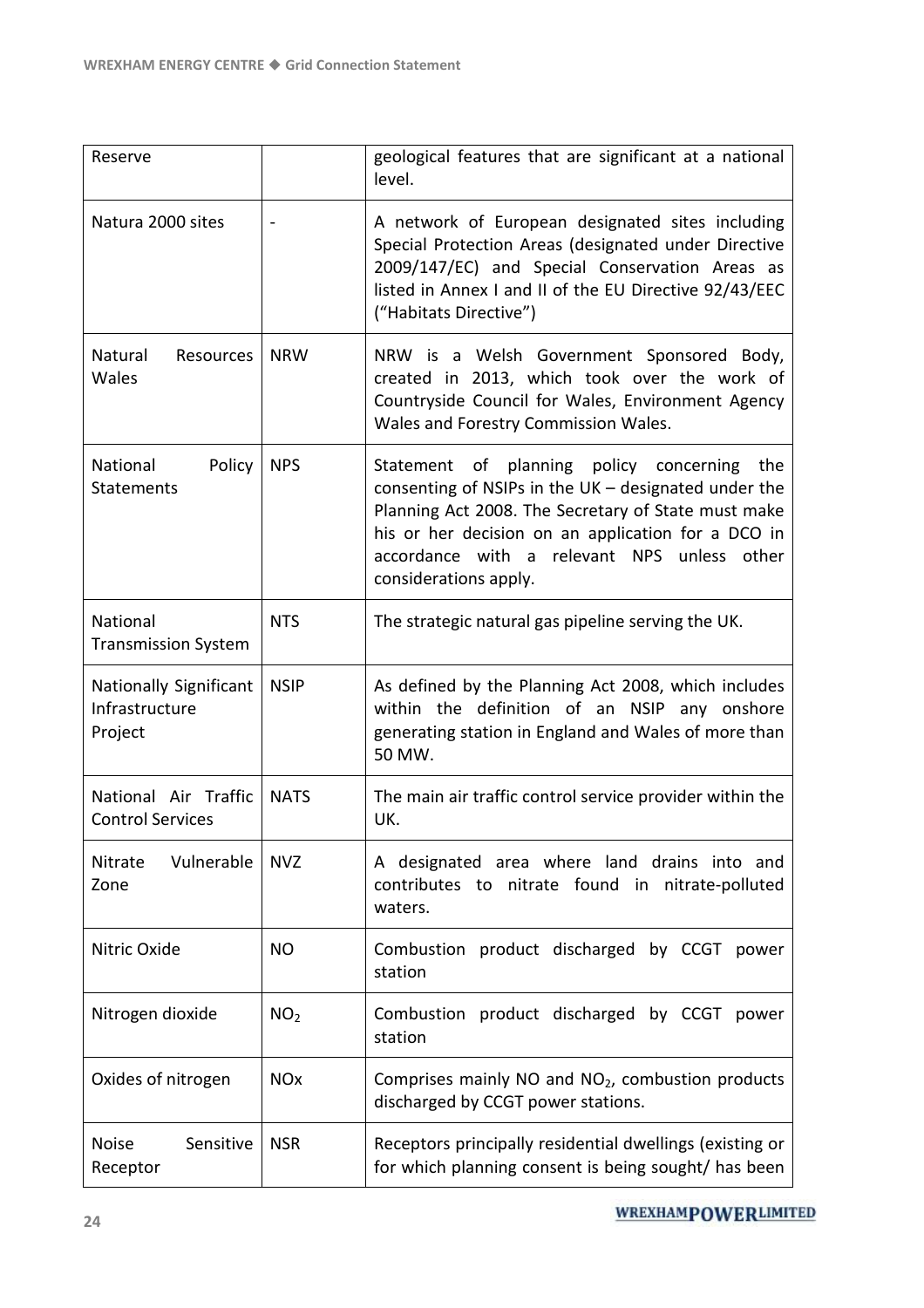| Reserve | | geological features that are significant at a national level. |
|---|---|---|
| Natura 2000 sites | - | A network of European designated sites including Special Protection Areas (designated under Directive 2009/147/EC) and Special Conservation Areas as listed in Annex I and II of the EU Directive 92/43/EEC ("Habitats Directive") |
| Natural Resources Wales | NRW | NRW is a Welsh Government Sponsored Body, created in 2013, which took over the work of Countryside Council for Wales, Environment Agency Wales and Forestry Commission Wales. |
| National Policy Statements | NPS | Statement of planning policy concerning the consenting of NSIPs in the UK – designated under the Planning Act 2008. The Secretary of State must make his or her decision on an application for a DCO in accordance with a relevant NPS unless other considerations apply. |
| National Transmission System | NTS | The strategic natural gas pipeline serving the UK. |
| Nationally Significant Infrastructure Project | NSIP | As defined by the Planning Act 2008, which includes within the definition of an NSIP any onshore generating station in England and Wales of more than 50 MW. |
| National Air Traffic Control Services | NATS | The main air traffic control service provider within the UK. |
| Nitrate Vulnerable Zone | NVZ | A designated area where land drains into and contributes to nitrate found in nitrate-polluted waters. |
| Nitric Oxide | NO | Combustion product discharged by CCGT power station |
| Nitrogen dioxide | $NO_2$ | Combustion product discharged by CCGT power station |
| Oxides of nitrogen | NOx | Comprises mainly NO and $NO_2$, combustion products discharged by CCGT power stations. |
| Noise Sensitive Receptor | NSR | Receptors principally residential dwellings (existing or for which planning consent is being sought/ has been |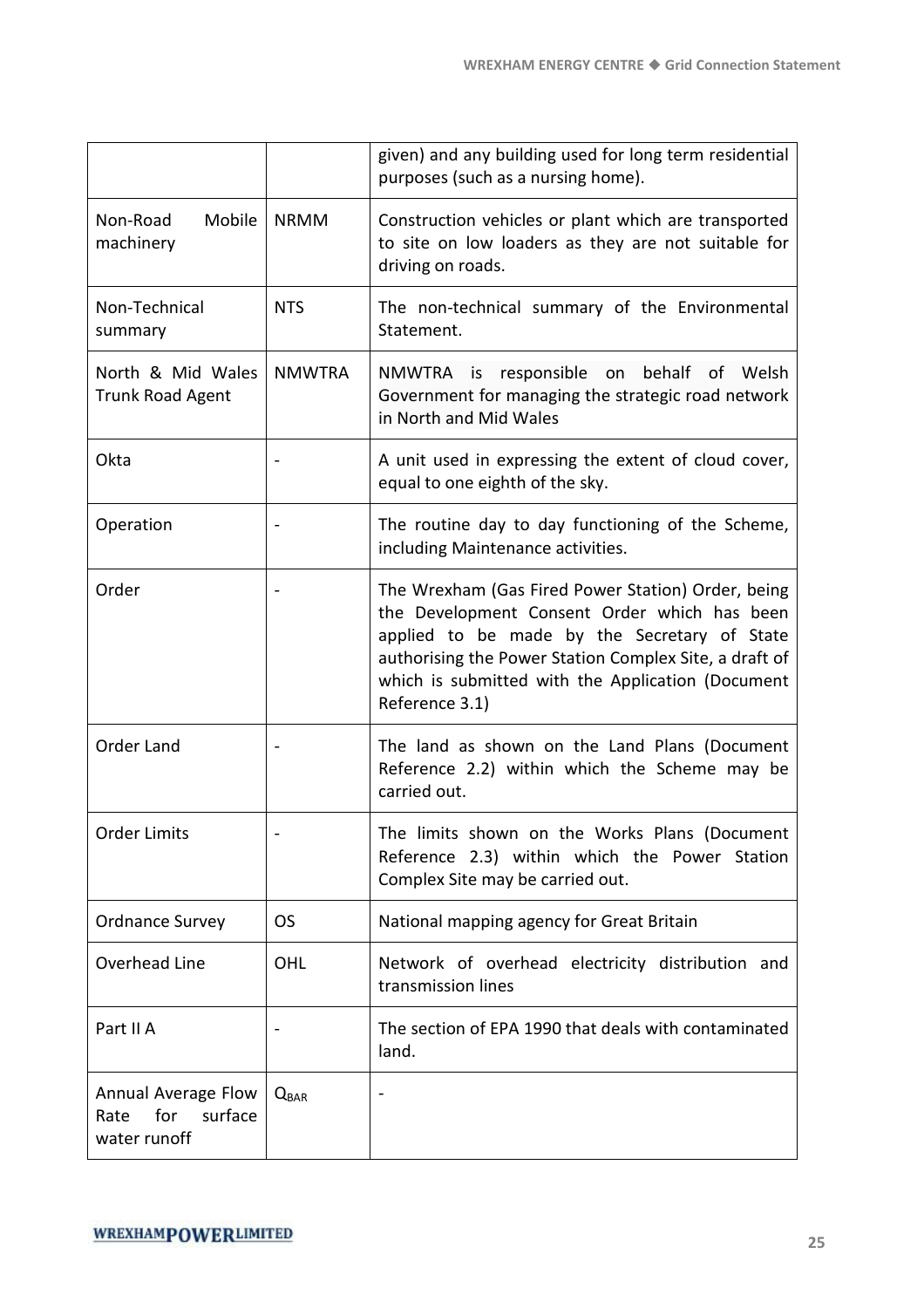| | | |
|---|---|---|
| | | given) and any building used for long term residential purposes (such as a nursing home). |
| Non-Road Mobile machinery | NRMM | Construction vehicles or plant which are transported to site on low loaders as they are not suitable for driving on roads. |
| Non-Technical summary | NTS | The non-technical summary of the Environmental Statement. |
| North & Mid Wales Trunk Road Agent | NMWTRA | NMWTRA is responsible on behalf of Welsh Government for managing the strategic road network in North and Mid Wales |
| Okta | - | A unit used in expressing the extent of cloud cover, equal to one eighth of the sky. |
| Operation | - | The routine day to day functioning of the Scheme, including Maintenance activities. |
| Order | - | The Wrexham (Gas Fired Power Station) Order, being the Development Consent Order which has been applied to be made by the Secretary of State authorising the Power Station Complex Site, a draft of which is submitted with the Application (Document Reference 3.1) |
| Order Land | - | The land as shown on the Land Plans (Document Reference 2.2) within which the Scheme may be carried out. |
| Order Limits | - | The limits shown on the Works Plans (Document Reference 2.3) within which the Power Station Complex Site may be carried out. |
| Ordnance Survey | OS | National mapping agency for Great Britain |
| Overhead Line | OHL | Network of overhead electricity distribution and transmission lines |
| Part II A | - | The section of EPA 1990 that deals with contaminated land. |
| Annual Average Flow Rate for surface water runoff | $Q_{BAR}$ | - |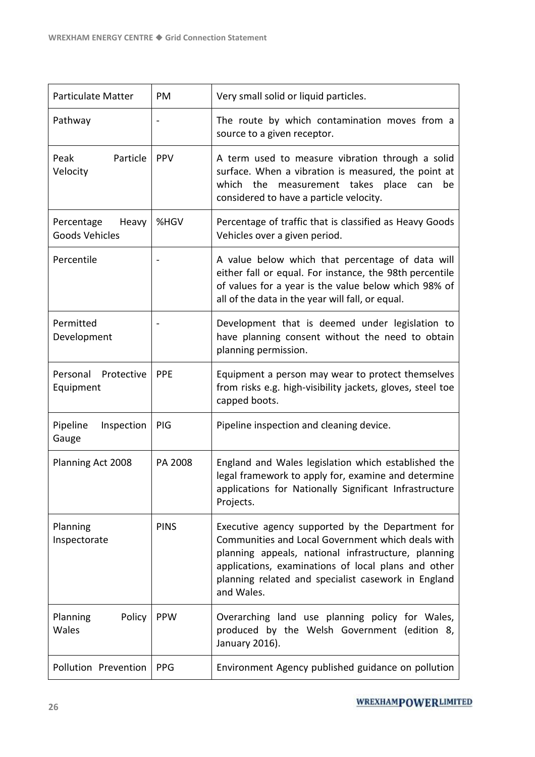| Particulate Matter | PM | Very small solid or liquid particles. |
|---|---|---|
| Pathway | - | The route by which contamination moves from a source to a given receptor. |
| Peak Particle Velocity | PPV | A term used to measure vibration through a solid surface. When a vibration is measured, the point at which the measurement takes place can be considered to have a particle velocity. |
| Percentage Heavy Goods Vehicles | %HGV | Percentage of traffic that is classified as Heavy Goods Vehicles over a given period. |
| Percentile | - | A value below which that percentage of data will either fall or equal. For instance, the 98th percentile of values for a year is the value below which 98% of all of the data in the year will fall, or equal. |
| Permitted Development | - | Development that is deemed under legislation to have planning consent without the need to obtain planning permission. |
| Personal Protective Equipment | PPE | Equipment a person may wear to protect themselves from risks e.g. high-visibility jackets, gloves, steel toe capped boots. |
| Pipeline Inspection Gauge | PIG | Pipeline inspection and cleaning device. |
| Planning Act 2008 | PA 2008 | England and Wales legislation which established the legal framework to apply for, examine and determine applications for Nationally Significant Infrastructure Projects. |
| Planning Inspectorate | PINS | Executive agency supported by the Department for Communities and Local Government which deals with planning appeals, national infrastructure, planning applications, examinations of local plans and other planning related and specialist casework in England and Wales. |
| Planning Policy Wales | PPW | Overarching land use planning policy for Wales, produced by the Welsh Government (edition 8, January 2016). |
| Pollution Prevention | PPG | Environment Agency published guidance on pollution |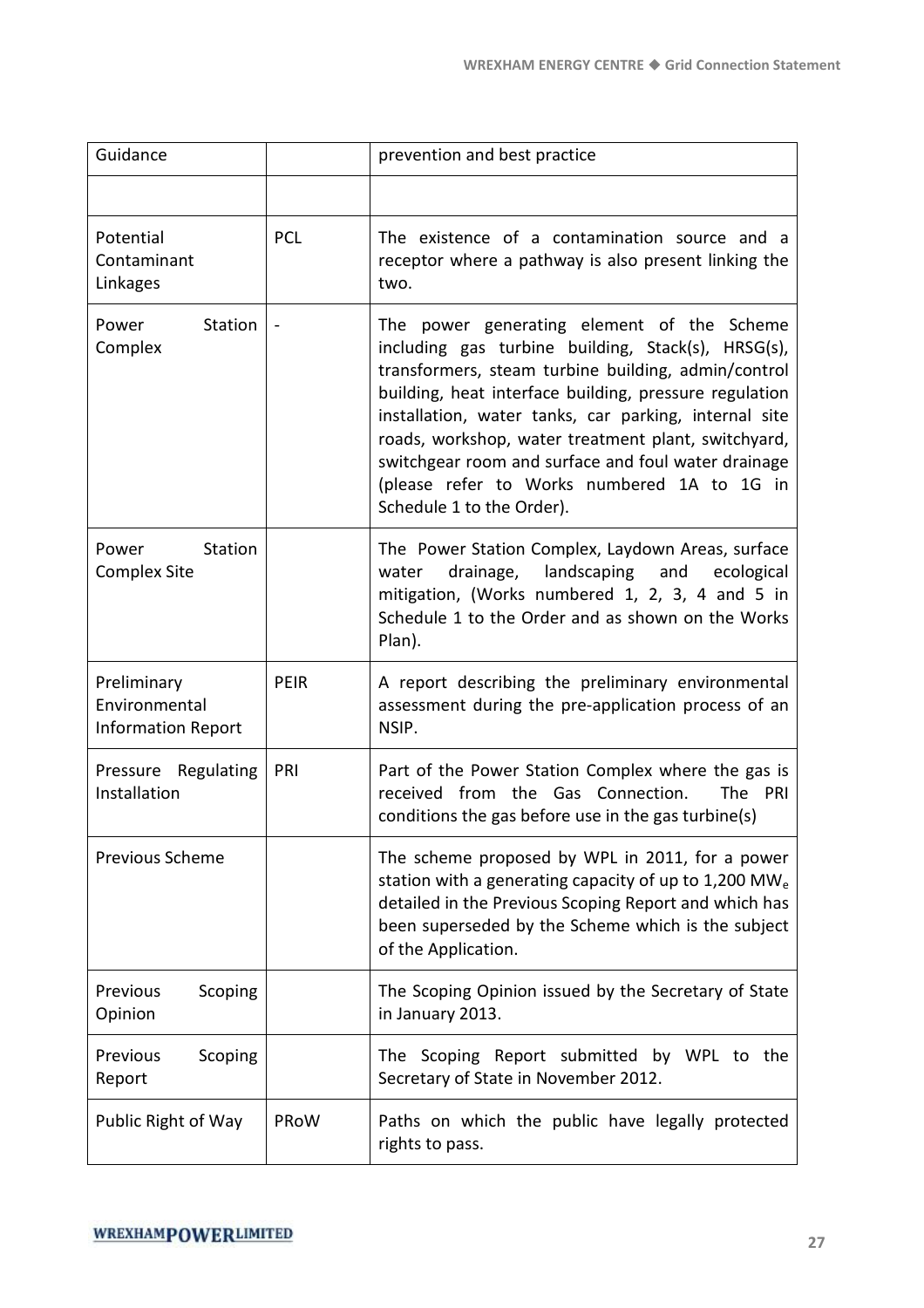| Guidance | | prevention and best practice |
|---|---|---|
| | | |
| Potential Contaminant Linkages | PCL | The existence of a contamination source and a receptor where a pathway is also present linking the two. |
| Power Station Complex | - | The power generating element of the Scheme including gas turbine building, Stack(s), HRSG(s), transformers, steam turbine building, admin/control building, heat interface building, pressure regulation installation, water tanks, car parking, internal site roads, workshop, water treatment plant, switchyard, switchgear room and surface and foul water drainage (please refer to Works numbered 1A to 1G in Schedule 1 to the Order). |
| Power Station Complex Site | | The Power Station Complex, Laydown Areas, surface water drainage, landscaping and ecological mitigation, (Works numbered 1, 2, 3, 4 and 5 in Schedule 1 to the Order and as shown on the Works Plan). |
| Preliminary Environmental Information Report | PEIR | A report describing the preliminary environmental assessment during the pre-application process of an NSIP. |
| Pressure Regulating Installation | PRI | Part of the Power Station Complex where the gas is received from the Gas Connection. The PRI conditions the gas before use in the gas turbine(s) |
| Previous Scheme | | The scheme proposed by WPL in 2011, for a power station with a generating capacity of up to 1,200 $MW_e$ detailed in the Previous Scoping Report and which has been superseded by the Scheme which is the subject of the Application. |
| Previous Scoping Opinion | | The Scoping Opinion issued by the Secretary of State in January 2013. |
| Previous Scoping Report | | The Scoping Report submitted by WPL to the Secretary of State in November 2012. |
| Public Right of Way | PRoW | Paths on which the public have legally protected rights to pass. |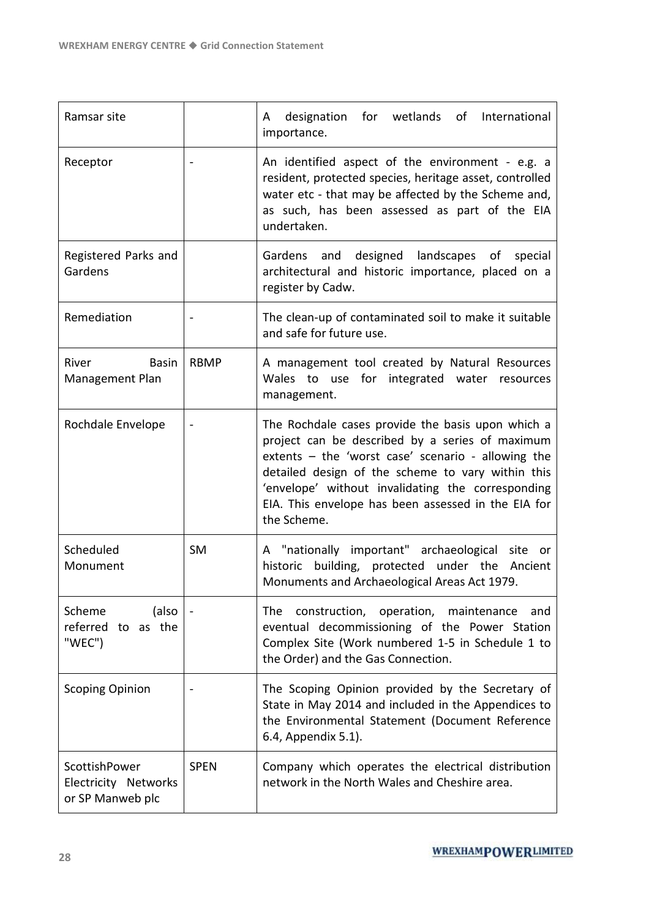| | | |
|---|---|---|
| Ramsar site | | A designation for wetlands of International importance. |
| Receptor | - | An identified aspect of the environment - e.g. a resident, protected species, heritage asset, controlled water etc - that may be affected by the Scheme and, as such, has been assessed as part of the EIA undertaken. |
| Registered Parks and Gardens | | Gardens and designed landscapes of special architectural and historic importance, placed on a register by Cadw. |
| Remediation | - | The clean-up of contaminated soil to make it suitable and safe for future use. |
| River Basin Management Plan | RBMP | A management tool created by Natural Resources Wales to use for integrated water resources management. |
| Rochdale Envelope | - | The Rochdale cases provide the basis upon which a project can be described by a series of maximum extents – the 'worst case' scenario - allowing the detailed design of the scheme to vary within this 'envelope' without invalidating the corresponding EIA. This envelope has been assessed in the EIA for the Scheme. |
| Scheduled Monument | SM | A "nationally important" archaeological site or historic building, protected under the Ancient Monuments and Archaeological Areas Act 1979. |
| Scheme (also referred to as the "WEC") | - | The construction, operation, maintenance and eventual decommissioning of the Power Station Complex Site (Work numbered 1-5 in Schedule 1 to the Order) and the Gas Connection. |
| Scoping Opinion | - | The Scoping Opinion provided by the Secretary of State in May 2014 and included in the Appendices to the Environmental Statement (Document Reference 6.4, Appendix 5.1). |
| ScottishPower Electricity Networks or SP Manweb plc | SPEN | Company which operates the electrical distribution network in the North Wales and Cheshire area. |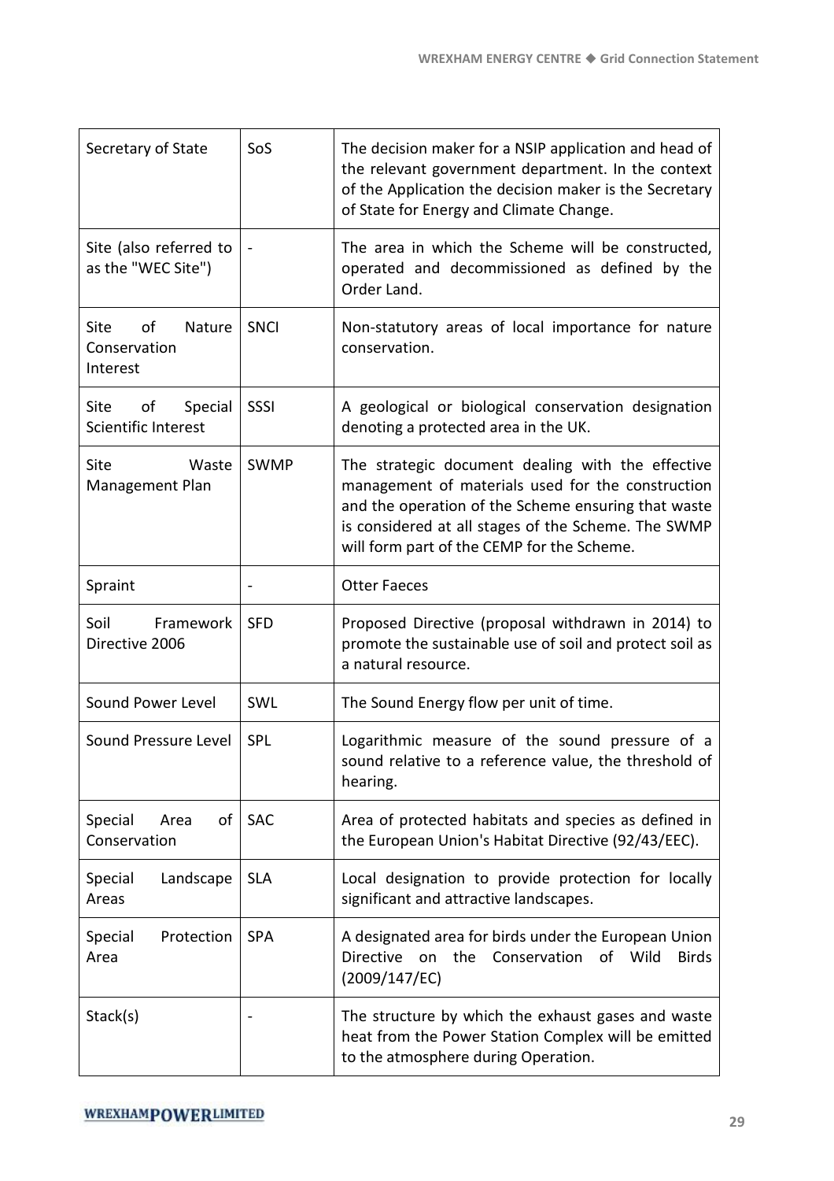| | | |
|---|---|---|
| Secretary of State | SoS | The decision maker for a NSIP application and head of the relevant government department. In the context of the Application the decision maker is the Secretary of State for Energy and Climate Change. |
| Site (also referred to as the "WEC Site") | - | The area in which the Scheme will be constructed, operated and decommissioned as defined by the Order Land. |
| Site of Nature Conservation Interest | SNCI | Non-statutory areas of local importance for nature conservation. |
| Site of Special Scientific Interest | SSSI | A geological or biological conservation designation denoting a protected area in the UK. |
| Site Waste Management Plan | SWMP | The strategic document dealing with the effective management of materials used for the construction and the operation of the Scheme ensuring that waste is considered at all stages of the Scheme. The SWMP will form part of the CEMP for the Scheme. |
| Spraint | - | Otter Faeces |
| Soil Framework Directive 2006 | SFD | Proposed Directive (proposal withdrawn in 2014) to promote the sustainable use of soil and protect soil as a natural resource. |
| Sound Power Level | SWL | The Sound Energy flow per unit of time. |
| Sound Pressure Level | SPL | Logarithmic measure of the sound pressure of a sound relative to a reference value, the threshold of hearing. |
| Special Area of Conservation | SAC | Area of protected habitats and species as defined in the European Union's Habitat Directive (92/43/EEC). |
| Special Landscape Areas | SLA | Local designation to provide protection for locally significant and attractive landscapes. |
| Special Protection Area | SPA | A designated area for birds under the European Union Directive on the Conservation of Wild Birds (2009/147/EC) |
| Stack(s) | - | The structure by which the exhaust gases and waste heat from the Power Station Complex will be emitted to the atmosphere during Operation. |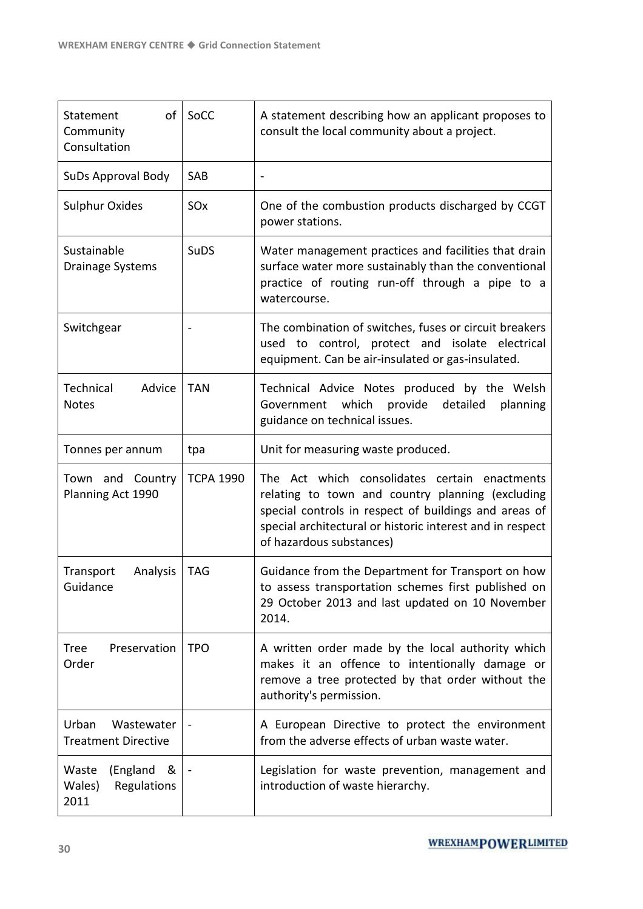| Statement of Community Consultation | SoCC | A statement describing how an applicant proposes to consult the local community about a project. |
|---|---|---|
| SuDs Approval Body | SAB | - |
| Sulphur Oxides | $SO_x$ | One of the combustion products discharged by CCGT power stations. |
| Sustainable Drainage Systems | SuDS | Water management practices and facilities that drain surface water more sustainably than the conventional practice of routing run-off through a pipe to a watercourse. |
| Switchgear | - | The combination of switches, fuses or circuit breakers used to control, protect and isolate electrical equipment. Can be air-insulated or gas-insulated. |
| Technical Advice Notes | TAN | Technical Advice Notes produced by the Welsh Government which provide detailed planning guidance on technical issues. |
| Tonnes per annum | tpa | Unit for measuring waste produced. |
| Town and Country Planning Act 1990 | TCPA 1990 | The Act which consolidates certain enactments relating to town and country planning (excluding special controls in respect of buildings and areas of special architectural or historic interest and in respect of hazardous substances) |
| Transport Analysis Guidance | TAG | Guidance from the Department for Transport on how to assess transportation schemes first published on 29 October 2013 and last updated on 10 November 2014. |
| Tree Preservation Order | TPO | A written order made by the local authority which makes it an offence to intentionally damage or remove a tree protected by that order without the authority's permission. |
| Urban Wastewater Treatment Directive | - | A European Directive to protect the environment from the adverse effects of urban waste water. |
| Waste (England & Wales) Regulations 2011 | - | Legislation for waste prevention, management and introduction of waste hierarchy. |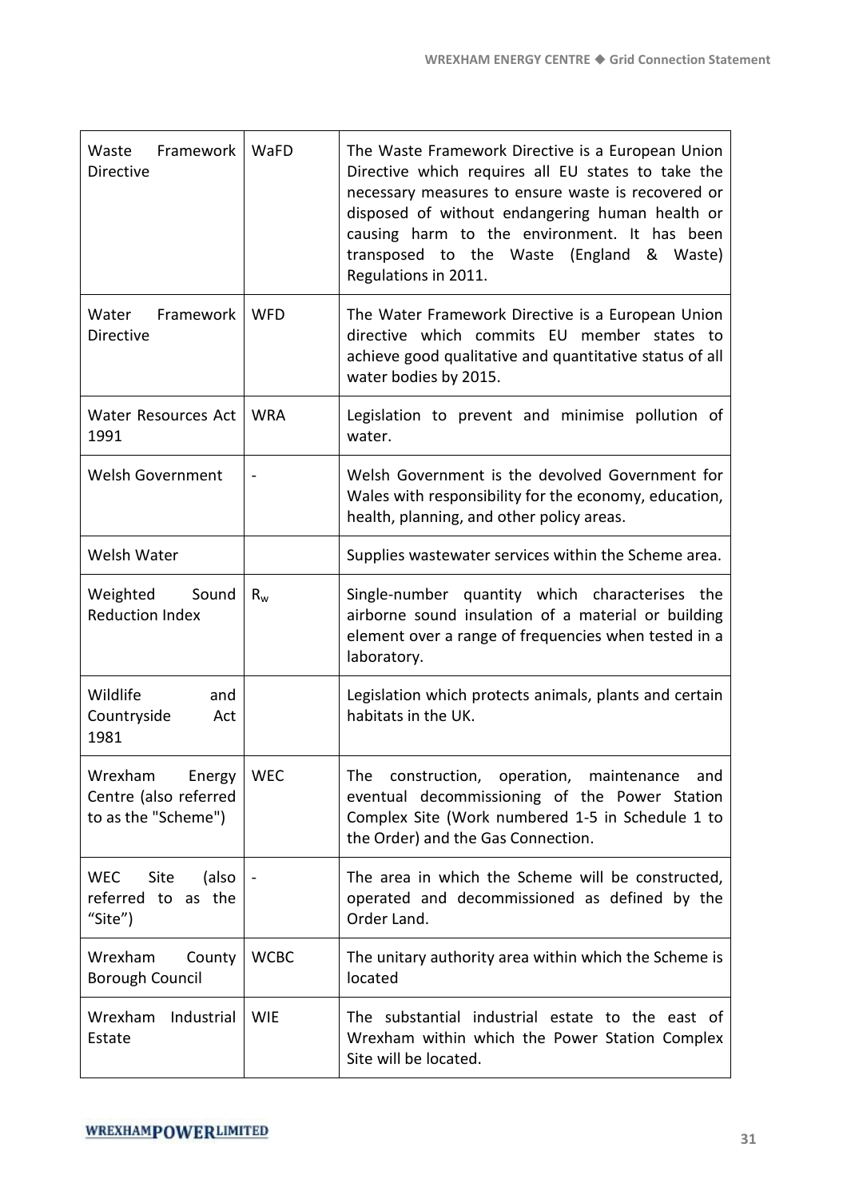| | | |
|---|---|---|
| Waste Framework Directive | WaFD | The Waste Framework Directive is a European Union Directive which requires all EU states to take the necessary measures to ensure waste is recovered or disposed of without endangering human health or causing harm to the environment. It has been transposed to the Waste (England & Waste) Regulations in 2011. |
| Water Framework Directive | WFD | The Water Framework Directive is a European Union directive which commits EU member states to achieve good qualitative and quantitative status of all water bodies by 2015. |
| Water Resources Act 1991 | WRA | Legislation to prevent and minimise pollution of water. |
| Welsh Government | - | Welsh Government is the devolved Government for Wales with responsibility for the economy, education, health, planning, and other policy areas. |
| Welsh Water | | Supplies wastewater services within the Scheme area. |
| Weighted Sound Reduction Index | $R_w$ | Single-number quantity which characterises the airborne sound insulation of a material or building element over a range of frequencies when tested in a laboratory. |
| Wildlife and Countryside Act 1981 | | Legislation which protects animals, plants and certain habitats in the UK. |
| Wrexham Energy Centre (also referred to as the "Scheme") | WEC | The construction, operation, maintenance and eventual decommissioning of the Power Station Complex Site (Work numbered 1-5 in Schedule 1 to the Order) and the Gas Connection. |
| WEC Site (also referred to as the "Site") | - | The area in which the Scheme will be constructed, operated and decommissioned as defined by the Order Land. |
| Wrexham County Borough Council | WCBC | The unitary authority area within which the Scheme is located |
| Wrexham Industrial Estate | WIE | The substantial industrial estate to the east of Wrexham within which the Power Station Complex Site will be located. |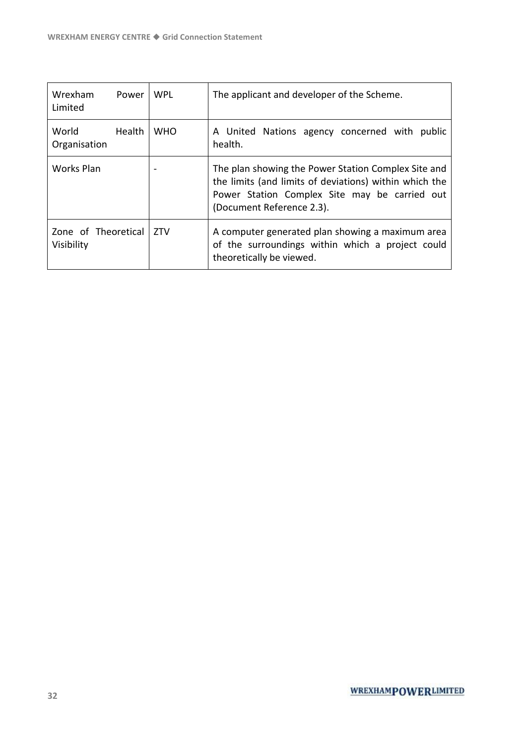| | | |
|---|---|---|
| Wrexham Power Limited | WPL | The applicant and developer of the Scheme. |
| World Health Organisation | WHO | A United Nations agency concerned with public health. |
| Works Plan | - | The plan showing the Power Station Complex Site and the limits (and limits of deviations) within which the Power Station Complex Site may be carried out (Document Reference 2.3). |
| Zone of Theoretical Visibility | ZTV | A computer generated plan showing a maximum area of the surroundings within which a project could theoretically be viewed. |